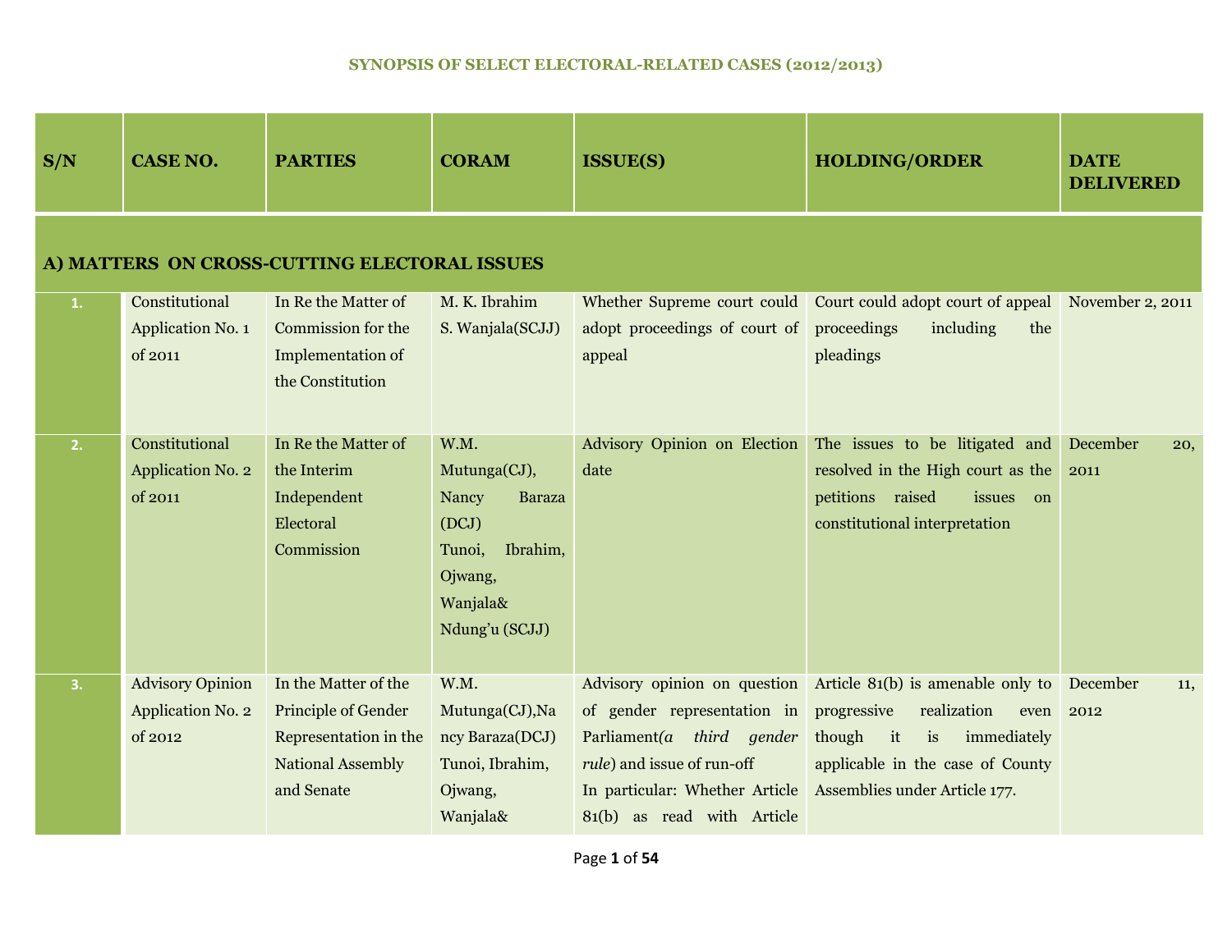# SYNOPSIS OF SELECT ELECTORAL-RELATED CASES (2012/2013)

| S/N | CASE NO. | PARTIES | CORAM | ISSUE(S) | HOLDING/ORDER | DATE DELIVERED |
|---|---|---|---|---|---|---|
| **A) MATTERS ON CROSS-CUTTING ELECTORAL ISSUES** | | | | | | |
| 1. | Constitutional Application No. 1 of 2011 | In Re the Matter of Commission for the Implementation of the Constitution | M. K. Ibrahim S. Wanjala(SCJJ) | Whether Supreme court could adopt proceedings of court of appeal | Court could adopt court of appeal proceedings including the pleadings | November 2, 2011 |
| 2. | Constitutional Application No. 2 of 2011 | In Re the Matter of the Interim Independent Electoral Commission | W.M. Mutunga(CJ), Nancy Baraza (DCJ) Tunoi, Ibrahim, Ojwang, Wanjala& Ndung'u (SCJJ) | Advisory Opinion on Election date | The issues to be litigated and resolved in the High court as the petitions raised issues on constitutional interpretation | December 20, 2011 |
| 3. | Advisory Opinion Application No. 2 of 2012 | In the Matter of the Principle of Gender Representation in the National Assembly and Senate | W.M. Mutunga(CJ),Nancy Baraza(DCJ) Tunoi, Ibrahim, Ojwang, Wanjala& | Advisory opinion on question of gender representation in Parliament*(a third gender rule)* and issue of run-off<br>In particular: Whether Article 81(b) as read with Article | Article 81(b) is amenable only to progressive realization even though it is immediately applicable in the case of County Assemblies under Article 177. | December 11, 2012 |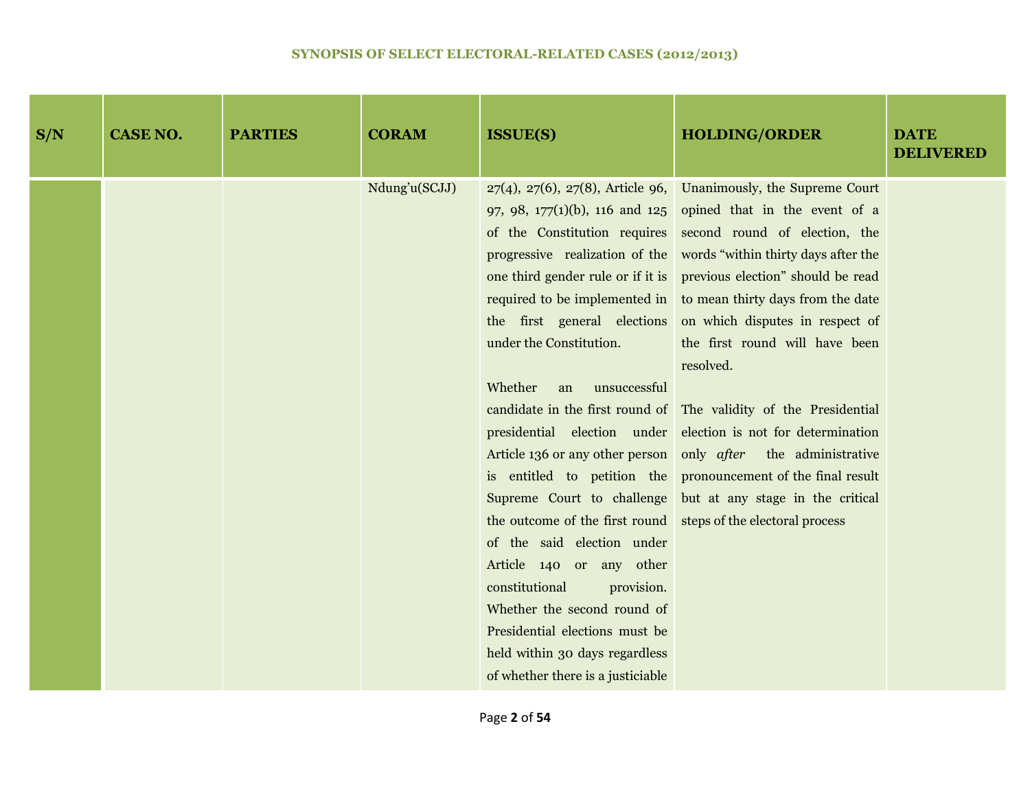### SYNOPSIS OF SELECT ELECTORAL-RELATED CASES (2012/2013)

| S/N | CASE NO. | PARTIES | CORAM | ISSUE(S) | HOLDING/ORDER | DATE DELIVERED |
|---|---|---|---|---|---|---|
| | | | Ndung'u(SCJJ) | 27(4), 27(6), 27(8), Article 96, 97, 98, 177(1)(b), 116 and 125 of the Constitution requires progressive realization of the one third gender rule or if it is required to be implemented in the first general elections under the Constitution.<br><br>Whether an unsuccessful candidate in the first round of presidential election under Article 136 or any other person is entitled to petition the Supreme Court to challenge the outcome of the first round of the said election under Article 140 or any other constitutional provision. Whether the second round of Presidential elections must be held within 30 days regardless of whether there is a justiciable | Unanimously, the Supreme Court opined that in the event of a second round of election, the words "within thirty days after the previous election" should be read to mean thirty days from the date on which disputes in respect of the first round will have been resolved.<br><br>The validity of the Presidential election is not for determination only *after* the administrative pronouncement of the final result but at any stage in the critical steps of the electoral process | |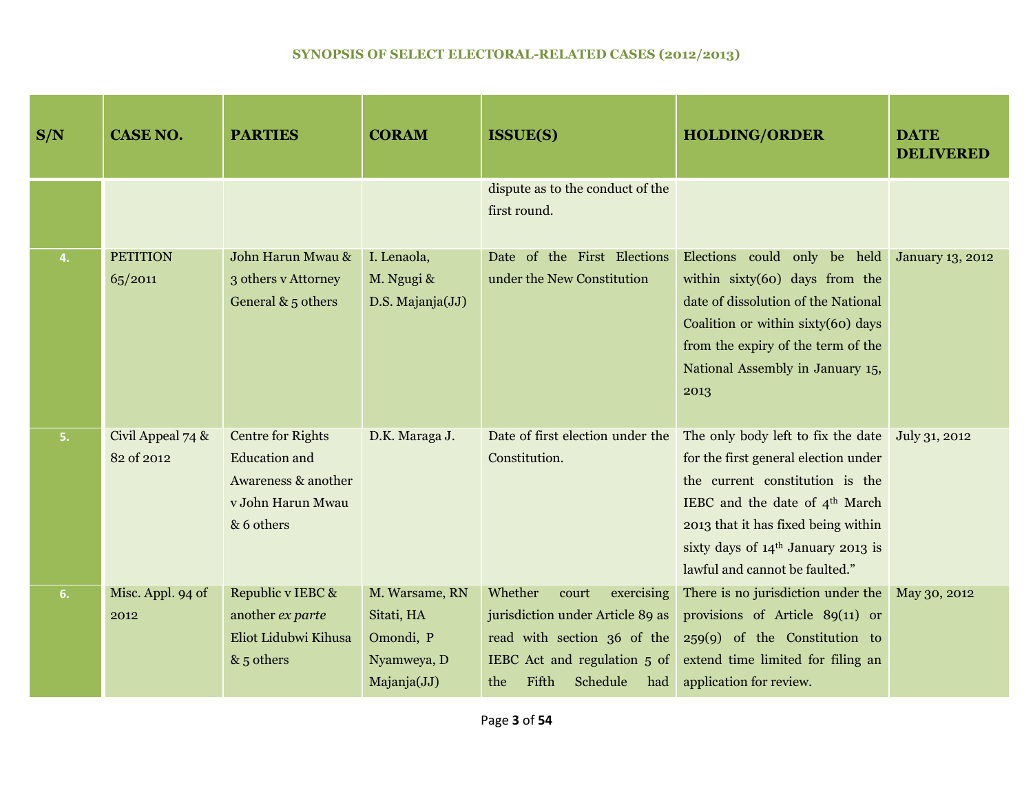## SYNOPSIS OF SELECT ELECTORAL-RELATED CASES (2012/2013)

| S/N | CASE NO. | PARTIES | CORAM | ISSUE(S) | HOLDING/ORDER | DATE DELIVERED |
|---|---|---|---|---|---|---|
| | | | | dispute as to the conduct of the first round. | | |
| 4. | PETITION 65/2011 | John Harun Mwau & 3 others v Attorney General & 5 others | I. Lenaola, M. Ngugi & D.S. Majanja(JJ) | Date of the First Elections under the New Constitution | Elections could only be held within sixty(60) days from the date of dissolution of the National Coalition or within sixty(60) days from the expiry of the term of the National Assembly in January 15, 2013 | January 13, 2012 |
| 5. | Civil Appeal 74 & 82 of 2012 | Centre for Rights Education and Awareness & another v John Harun Mwau & 6 others | D.K. Maraga J. | Date of first election under the Constitution. | The only body left to fix the date for the first general election under the current constitution is the IEBC and the date of 4th March 2013 that it has fixed being within sixty days of 14th January 2013 is lawful and cannot be faulted." | July 31, 2012 |
| 6. | Misc. Appl. 94 of 2012 | Republic v IEBC & another *ex parte* Eliot Lidubwi Kihusa & 5 others | M. Warsame, RN Sitati, HA Omondi, P Nyamweya, D Majanja(JJ) | Whether court exercising jurisdiction under Article 89 as read with section 36 of the IEBC Act and regulation 5 of the Fifth Schedule had | There is no jurisdiction under the provisions of Article 89(11) or 259(9) of the Constitution to extend time limited for filing an application for review. | May 30, 2012 |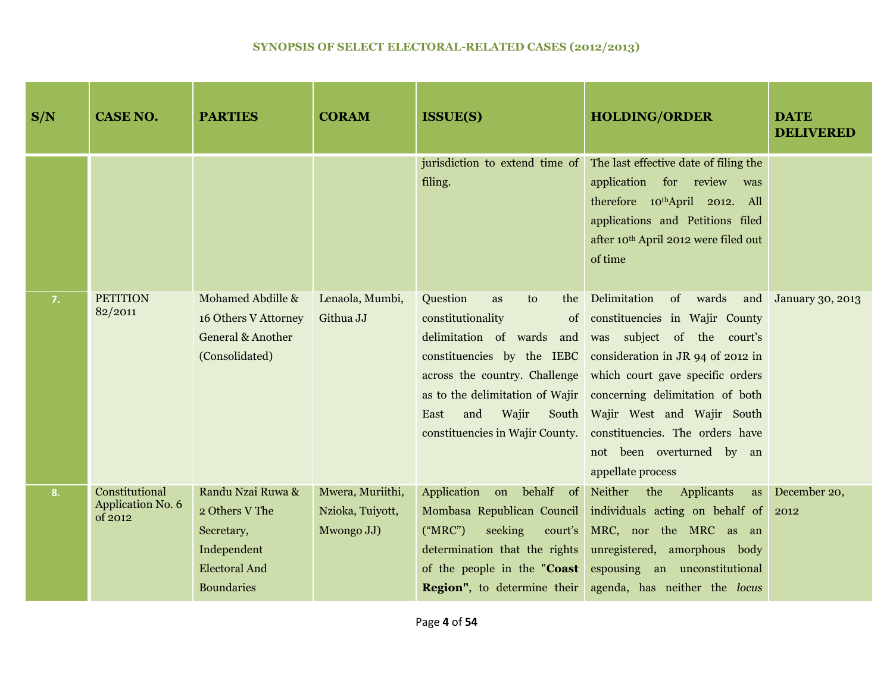## SYNOPSIS OF SELECT ELECTORAL-RELATED CASES (2012/2013)

| S/N | CASE NO. | PARTIES | CORAM | ISSUE(S) | HOLDING/ORDER | DATE DELIVERED |
|---|---|---|---|---|---|---|
| | | | | jurisdiction to extend time of filing. | The last effective date of filing the application for review was therefore 10th April 2012. All applications and Petitions filed after 10th April 2012 were filed out of time | |
| 7. | PETITION 82/2011 | Mohamed Abdille & 16 Others V Attorney General & Another (Consolidated) | Lenaola, Mumbi, Githua JJ | Question as to the constitutionality of delimitation of wards and constituencies by the IEBC across the country. Challenge as to the delimitation of Wajir East and Wajir South constituencies in Wajir County. | Delimitation of wards and constituencies in Wajir County was subject of the court's consideration in JR 94 of 2012 in which court gave specific orders concerning delimitation of both Wajir West and Wajir South constituencies. The orders have not been overturned by an appellate process | January 30, 2013 |
| 8. | Constitutional Application No. 6 of 2012 | Randu Nzai Ruwa & 2 Others V The Secretary, Independent Electoral And Boundaries | Mwera, Muriithi, Nzioka, Tuiyott, Mwongo JJ) | Application on behalf of Mombasa Republican Council ("MRC") seeking court's determination that the rights of the people in the "**Coast Region**", to determine their | Neither the Applicants as individuals acting on behalf of MRC, nor the MRC as an unregistered, amorphous body espousing an unconstitutional agenda, has neither the *locus* | December 20, 2012 |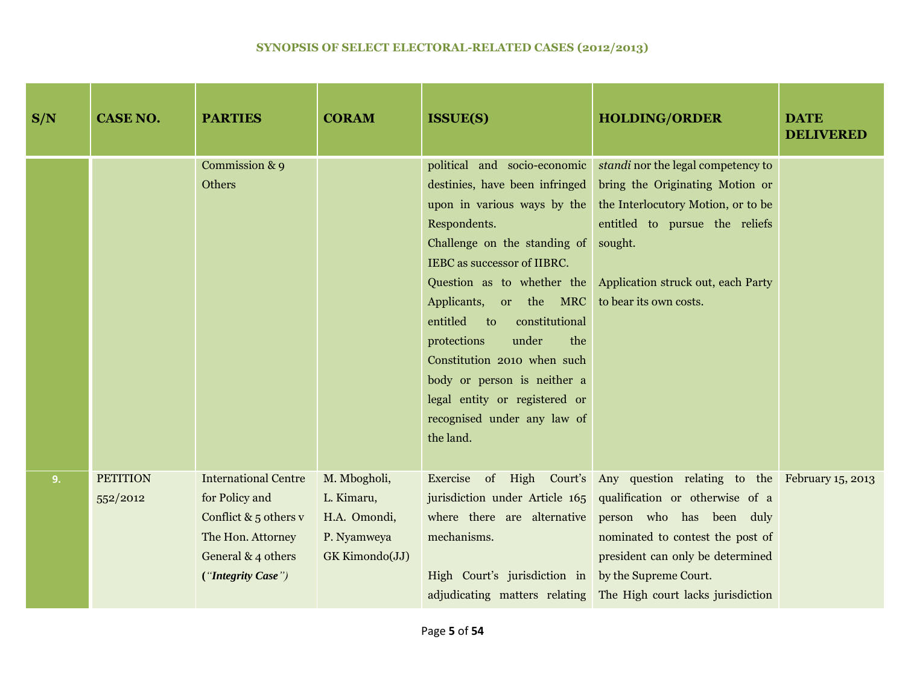## SYNOPSIS OF SELECT ELECTORAL-RELATED CASES (2012/2013)

| S/N | CASE NO. | PARTIES | CORAM | ISSUE(S) | HOLDING/ORDER | DATE DELIVERED |
|---|---|---|---|---|---|---|
| | | Commission & 9 Others | | political and socio-economic destinies, have been infringed upon in various ways by the Respondents.<br>Challenge on the standing of IEBC as successor of IIBRC.<br>Question as to whether the Applicants, or the MRC entitled to constitutional protections under the Constitution 2010 when such body or person is neither a legal entity or registered or recognised under any law of the land. | *standi* nor the legal competency to bring the Originating Motion or the Interlocutory Motion, or to be entitled to pursue the reliefs sought.<br><br>Application struck out, each Party to bear its own costs. | |
| 9. | PETITION 552/2012 | International Centre for Policy and Conflict & 5 others v The Hon. Attorney General & 4 others **(*"Integrity Case"*)** | M. Mbogholi, L. Kimaru, H.A. Omondi, P. Nyamweya GK Kimondo(JJ) | Exercise of High Court's jurisdiction under Article 165 where there are alternative mechanisms.<br><br>High Court's jurisdiction in adjudicating matters relating | Any question relating to the qualification or otherwise of a person who has been duly nominated to contest the post of president can only be determined by the Supreme Court.<br>The High court lacks jurisdiction | February 15, 2013 |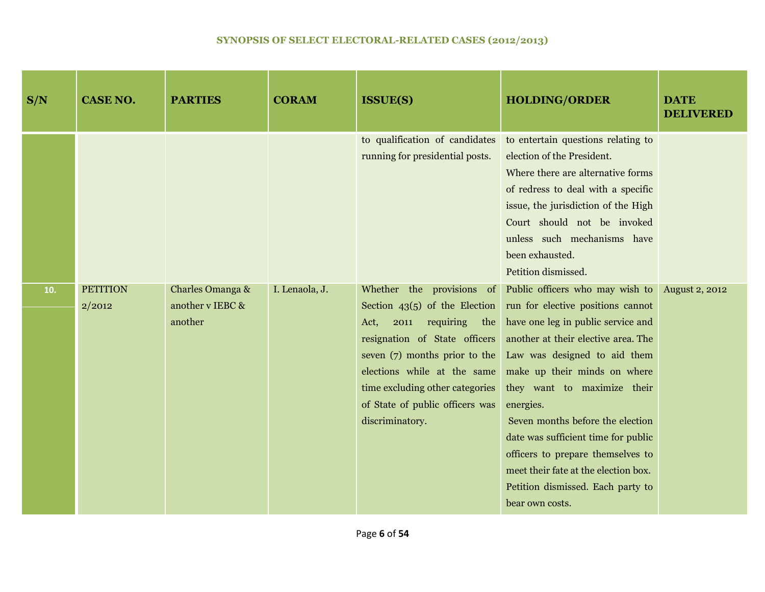## SYNOPSIS OF SELECT ELECTORAL-RELATED CASES (2012/2013)

| S/N | CASE NO. | PARTIES | CORAM | ISSUE(S) | HOLDING/ORDER | DATE DELIVERED |
|---|---|---|---|---|---|---|
| | | | | to qualification of candidates running for presidential posts. | to entertain questions relating to election of the President. Where there are alternative forms of redress to deal with a specific issue, the jurisdiction of the High Court should not be invoked unless such mechanisms have been exhausted. Petition dismissed. | |
| 10. | PETITION 2/2012 | Charles Omanga & another v IEBC & another | I. Lenaola, J. | Whether the provisions of Section 43(5) of the Election Act, 2011 requiring the resignation of State officers seven (7) months prior to the elections while at the same time excluding other categories of State of public officers was discriminatory. | Public officers who may wish to run for elective positions cannot have one leg in public service and another at their elective area. The Law was designed to aid them make up their minds on where they want to maximize their energies. Seven months before the election date was sufficient time for public officers to prepare themselves to meet their fate at the election box. Petition dismissed. Each party to bear own costs. | August 2, 2012 |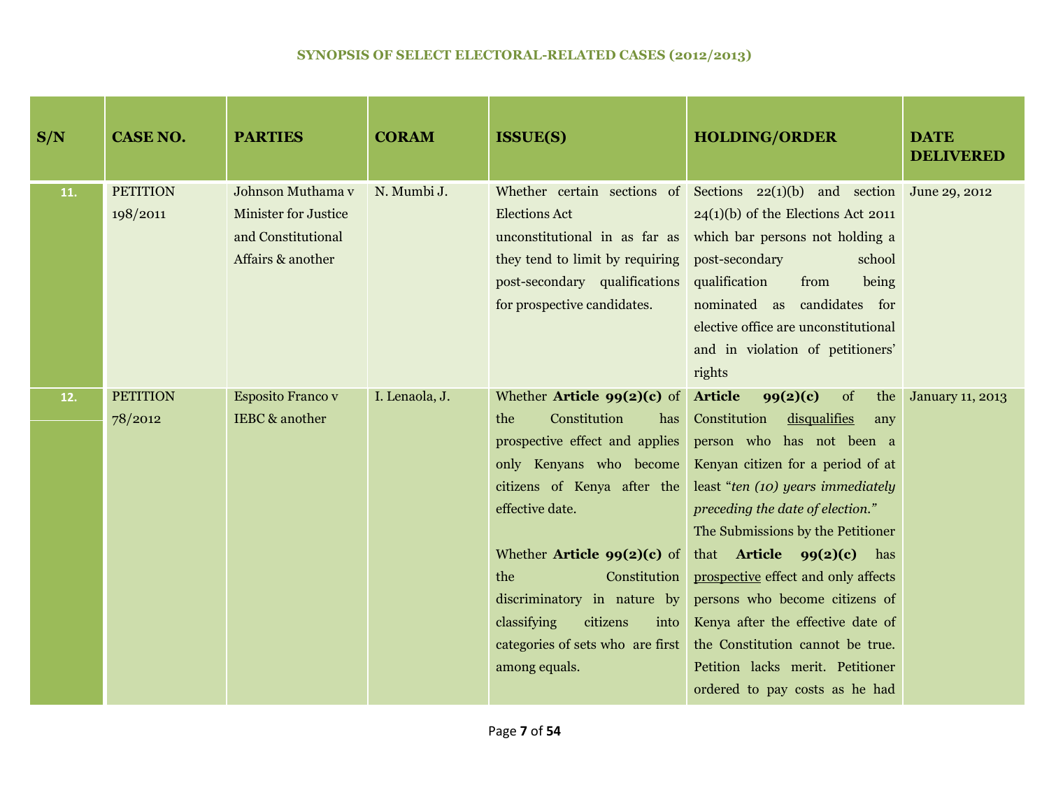## SYNOPSIS OF SELECT ELECTORAL-RELATED CASES (2012/2013)

| S/N | CASE NO. | PARTIES | CORAM | ISSUE(S) | HOLDING/ORDER | DATE DELIVERED |
|---|---|---|---|---|---|---|
| 11. | PETITION 198/2011 | Johnson Muthama v Minister for Justice and Constitutional Affairs & another | N. Mumbi J. | Whether certain sections of Elections Act unconstitutional in as far as they tend to limit by requiring post-secondary qualifications for prospective candidates. | Sections 22(1)(b) and section 24(1)(b) of the Elections Act 2011 which bar persons not holding a post-secondary school qualification from being nominated as candidates for elective office are unconstitutional and in violation of petitioners' rights | June 29, 2012 |
| 12. | PETITION 78/2012 | Esposito Franco v IEBC & another | I. Lenaola, J. | Whether **Article 99(2)(c)** of the Constitution has prospective effect and applies only Kenyans who become citizens of Kenya after the effective date.<br><br>Whether **Article 99(2)(c)** of the Constitution discriminatory in nature by classifying citizens into categories of sets who are first among equals. | **Article 99(2)(c)** of the Constitution disqualifies any person who has not been a Kenyan citizen for a period of at least "*ten (10) years immediately preceding the date of election.*"<br>The Submissions by the Petitioner that **Article 99(2)(c)** has prospective effect and only affects persons who become citizens of Kenya after the effective date of the Constitution cannot be true. Petition lacks merit. Petitioner ordered to pay costs as he had | January 11, 2013 |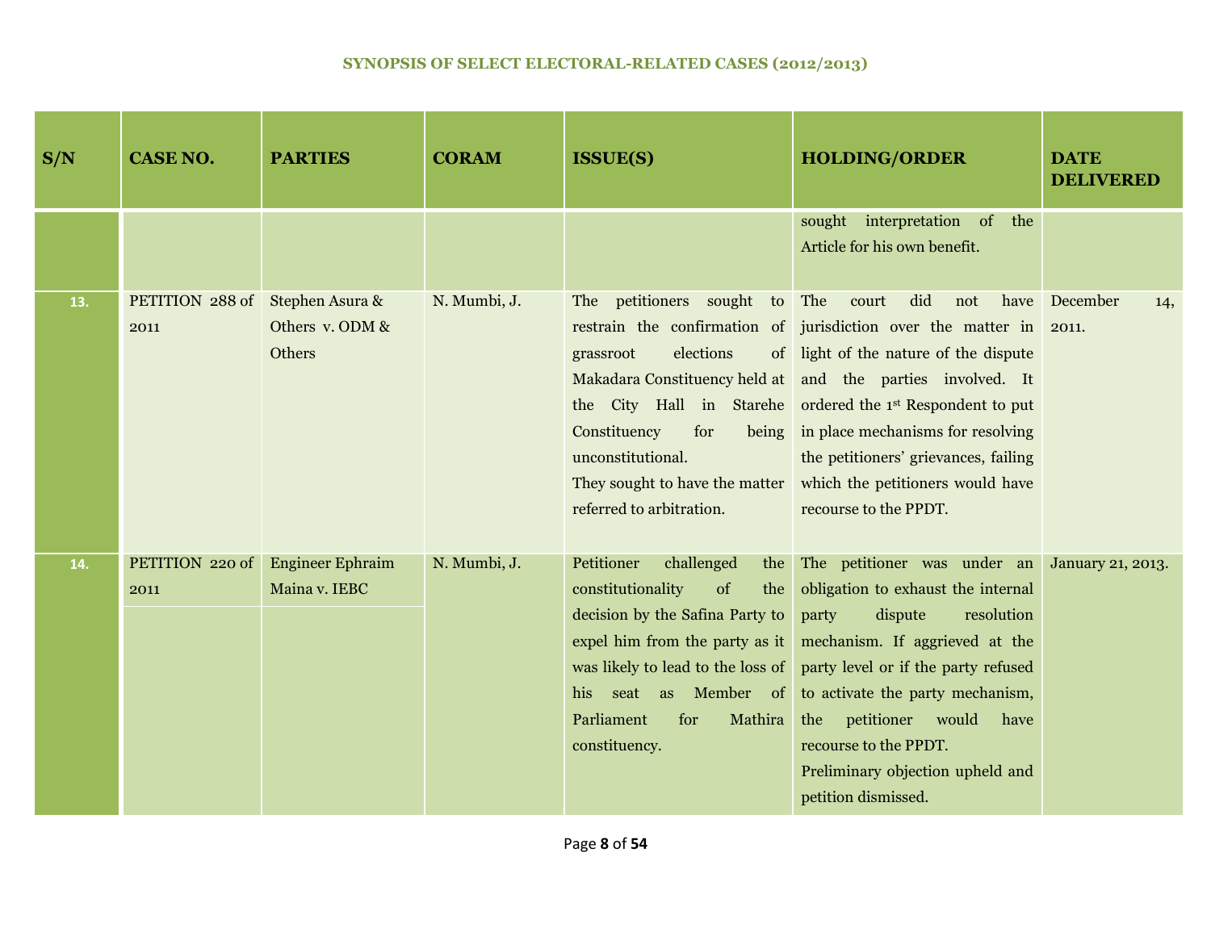## SYNOPSIS OF SELECT ELECTORAL-RELATED CASES (2012/2013)

| S/N | CASE NO. | PARTIES | CORAM | ISSUE(S) | HOLDING/ORDER | DATE DELIVERED |
|---|---|---|---|---|---|---|
| | | | | | sought interpretation of the Article for his own benefit. | |
| 13. | PETITION 288 of 2011 | Stephen Asura & Others v. ODM & Others | N. Mumbi, J. | The petitioners sought to restrain the confirmation of grassroot elections of Makadara Constituency held at the City Hall in Starehe Constituency for being unconstitutional.<br>They sought to have the matter referred to arbitration. | The court did not have jurisdiction over the matter in light of the nature of the dispute and the parties involved. It ordered the 1st Respondent to put in place mechanisms for resolving the petitioners' grievances, failing which the petitioners would have recourse to the PPDT. | December 14, 2011. |
| 14. | PETITION 220 of 2011 | Engineer Ephraim Maina v. IEBC | N. Mumbi, J. | Petitioner challenged the constitutionality of the decision by the Safina Party to expel him from the party as it was likely to lead to the loss of his seat as Member of Parliament for Mathira constituency. | The petitioner was under an obligation to exhaust the internal party dispute resolution mechanism. If aggrieved at the party level or if the party refused to activate the party mechanism, the petitioner would have recourse to the PPDT.<br>Preliminary objection upheld and petition dismissed. | January 21, 2013. |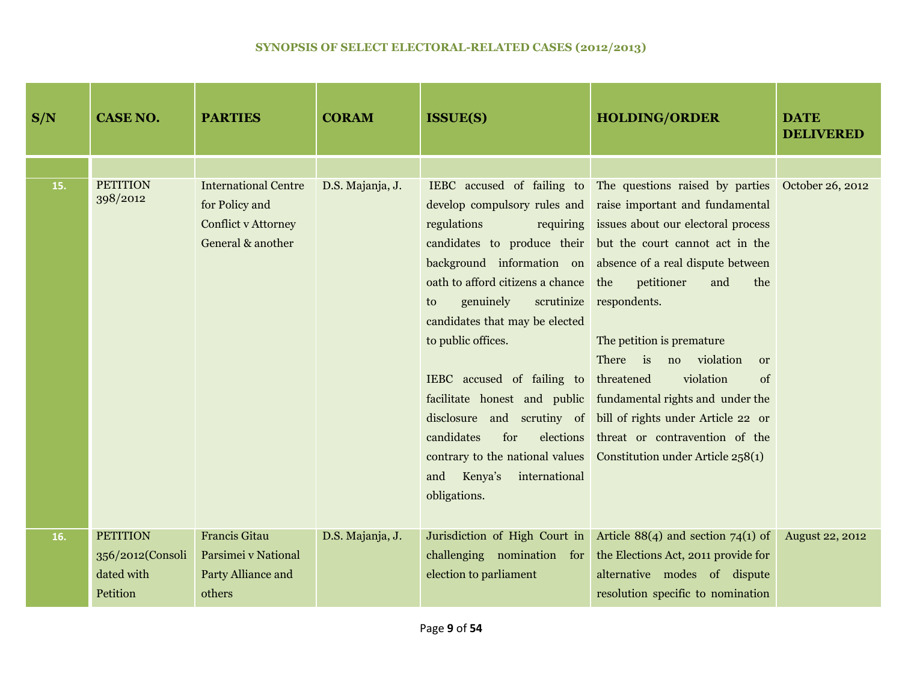## SYNOPSIS OF SELECT ELECTORAL-RELATED CASES (2012/2013)

| S/N | CASE NO. | PARTIES | CORAM | ISSUE(S) | HOLDING/ORDER | DATE DELIVERED |
|---|---|---|---|---|---|---|
| | | | | | | |
| 15. | PETITION 398/2012 | International Centre for Policy and Conflict v Attorney General & another | D.S. Majanja, J. | IEBC accused of failing to develop compulsory rules and regulations requiring candidates to produce their background information on oath to afford citizens a chance to genuinely scrutinize candidates that may be elected to public offices.<br><br>IEBC accused of failing to facilitate honest and public disclosure and scrutiny of candidates for elections contrary to the national values and Kenya's international obligations. | The questions raised by parties raise important and fundamental issues about our electoral process but the court cannot act in the absence of a real dispute between the petitioner and the respondents.<br><br>The petition is premature<br>There is no violation or threatened violation of fundamental rights and under the bill of rights under Article 22 or threat or contravention of the Constitution under Article 258(1) | October 26, 2012 |
| 16. | PETITION 356/2012(Consolidated with Petition | Francis Gitau Parsimei v National Party Alliance and others | D.S. Majanja, J. | Jurisdiction of High Court in challenging nomination for election to parliament | Article 88(4) and section 74(1) of the Elections Act, 2011 provide for alternative modes of dispute resolution specific to nomination | August 22, 2012 |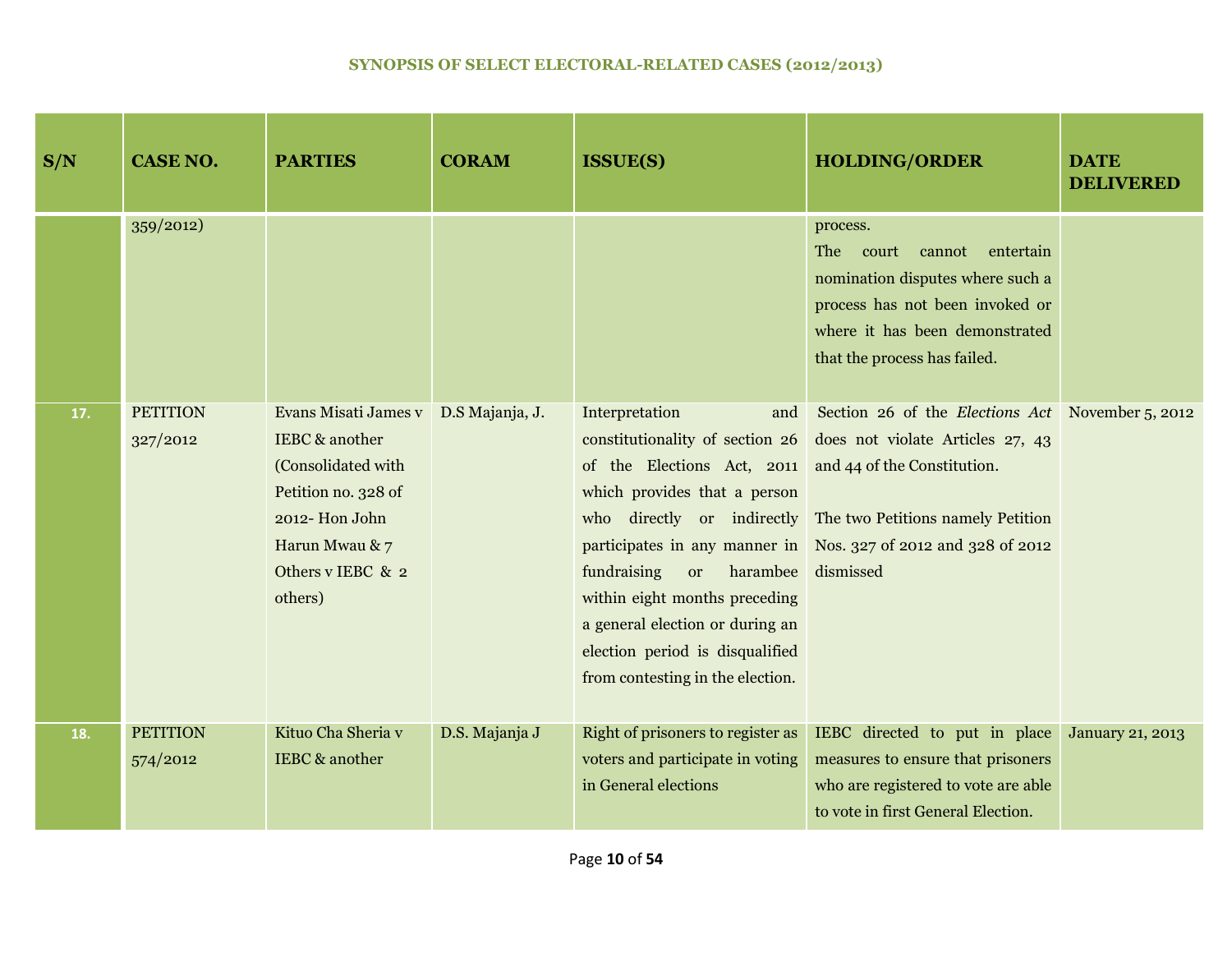## SYNOPSIS OF SELECT ELECTORAL-RELATED CASES (2012/2013)

| S/N | CASE NO. | PARTIES | CORAM | ISSUE(S) | HOLDING/ORDER | DATE DELIVERED |
|---|---|---|---|---|---|---|
| | 359/2012) | | | | process. The court cannot entertain nomination disputes where such a process has not been invoked or where it has been demonstrated that the process has failed. | |
| 17. | PETITION 327/2012 | Evans Misati James v IEBC & another (Consolidated with Petition no. 328 of 2012- Hon John Harun Mwau & 7 Others v IEBC & 2 others) | D.S Majanja, J. | Interpretation and constitutionality of section 26 of the Elections Act, 2011 which provides that a person who directly or indirectly participates in any manner in fundraising or harambee within eight months preceding a general election or during an election period is disqualified from contesting in the election. | Section 26 of the *Elections Act* does not violate Articles 27, 43 and 44 of the Constitution.<br><br>The two Petitions namely Petition Nos. 327 of 2012 and 328 of 2012 dismissed | November 5, 2012 |
| 18. | PETITION 574/2012 | Kituo Cha Sheria v IEBC & another | D.S. Majanja J | Right of prisoners to register as voters and participate in voting in General elections | IEBC directed to put in place measures to ensure that prisoners who are registered to vote are able to vote in first General Election. | January 21, 2013 |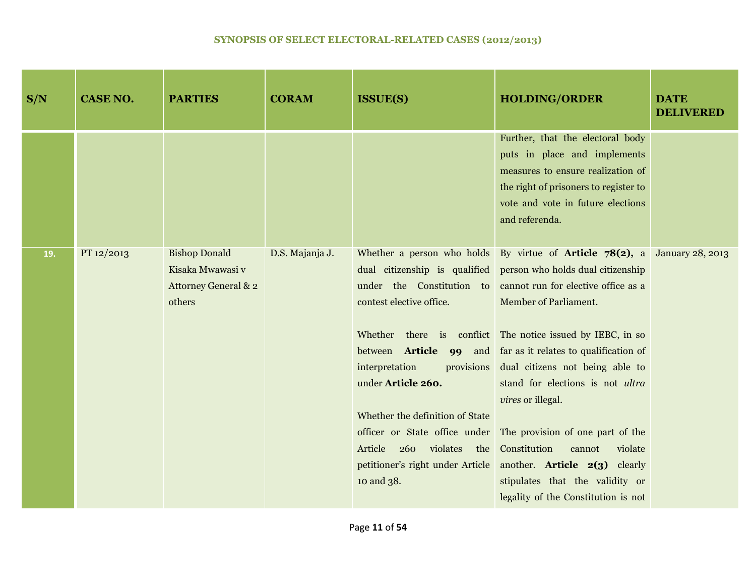**SYNOPSIS OF SELECT ELECTORAL-RELATED CASES (2012/2013)**

| S/N | CASE NO. | PARTIES | CORAM | ISSUE(S) | HOLDING/ORDER | DATE DELIVERED |
|---|---|---|---|---|---|---|
| | | | | | Further, that the electoral body puts in place and implements measures to ensure realization of the right of prisoners to register to vote and vote in future elections and referenda. | |
| 19. | PT 12/2013 | Bishop Donald Kisaka Mwawasi v Attorney General & 2 others | D.S. Majanja J. | Whether a person who holds dual citizenship is qualified under the Constitution to contest elective office.<br><br>Whether there is conflict between **Article 99** and interpretation provisions under **Article 260.**<br><br>Whether the definition of State officer or State office under Article 260 violates the petitioner's right under Article 10 and 38. | By virtue of **Article 78(2)**, a person who holds dual citizenship cannot run for elective office as a Member of Parliament.<br><br>The notice issued by IEBC, in so far as it relates to qualification of dual citizens not being able to stand for elections is not *ultra vires* or illegal.<br><br>The provision of one part of the Constitution cannot violate another. **Article 2(3)** clearly stipulates that the validity or legality of the Constitution is not | January 28, 2013 |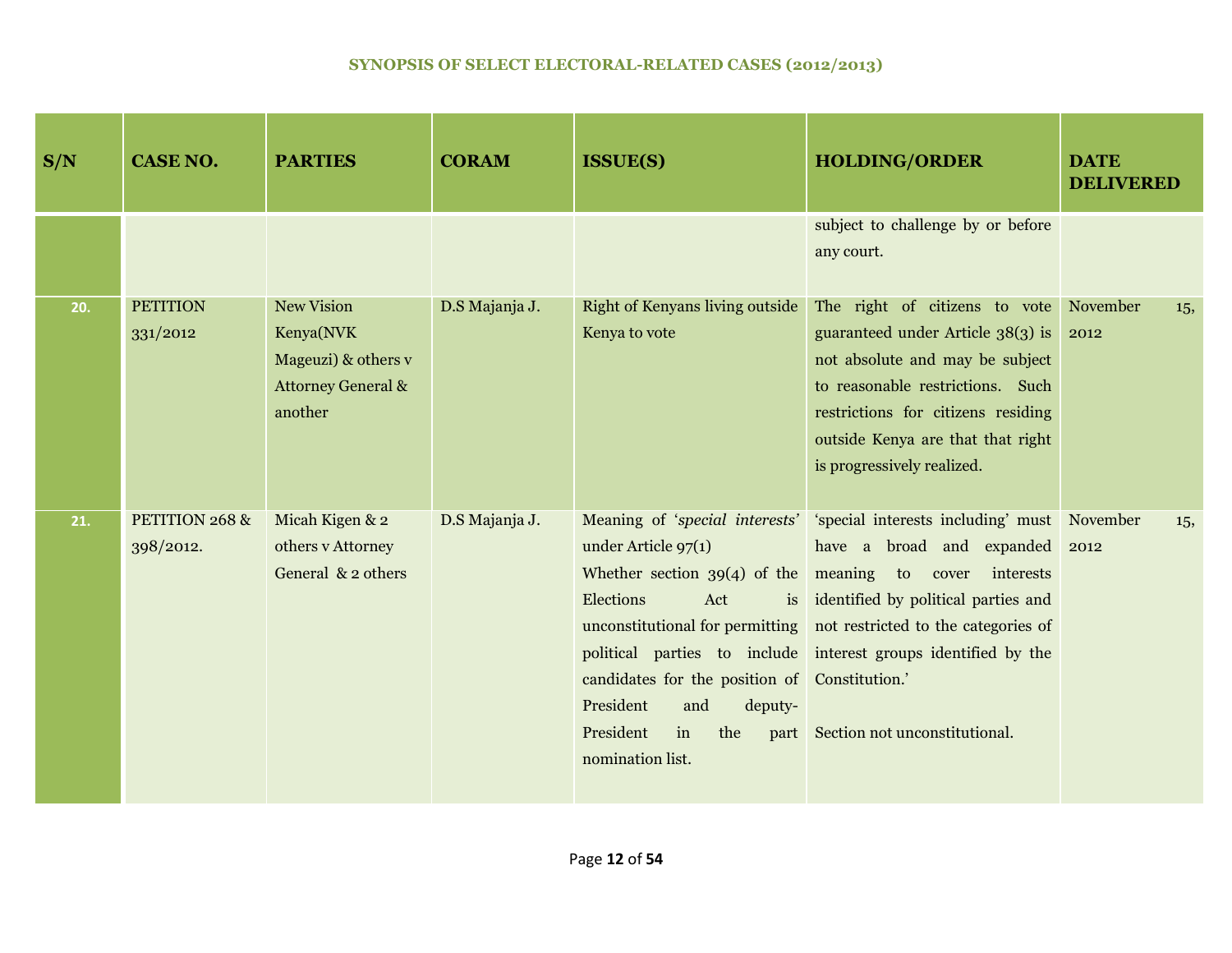## SYNOPSIS OF SELECT ELECTORAL-RELATED CASES (2012/2013)

| S/N | CASE NO. | PARTIES | CORAM | ISSUE(S) | HOLDING/ORDER | DATE DELIVERED |
|---|---|---|---|---|---|---|
| | | | | | subject to challenge by or before any court. | |
| 20. | PETITION 331/2012 | New Vision Kenya(NVK Mageuzi) & others v Attorney General & another | D.S Majanja J. | Right of Kenyans living outside Kenya to vote | The right of citizens to vote guaranteed under Article 38(3) is not absolute and may be subject to reasonable restrictions. Such restrictions for citizens residing outside Kenya are that that right is progressively realized. | November 15, 2012 |
| 21. | PETITION 268 & 398/2012. | Micah Kigen & 2 others v Attorney General & 2 others | D.S Majanja J. | Meaning of '*special interests*' under Article 97(1) Whether section 39(4) of the Elections Act is unconstitutional for permitting political parties to include candidates for the position of President and deputy-President in the part nomination list. | 'special interests including' must have a broad and expanded meaning to cover interests identified by political parties and not restricted to the categories of interest groups identified by the Constitution.' Section not unconstitutional. | November 15, 2012 |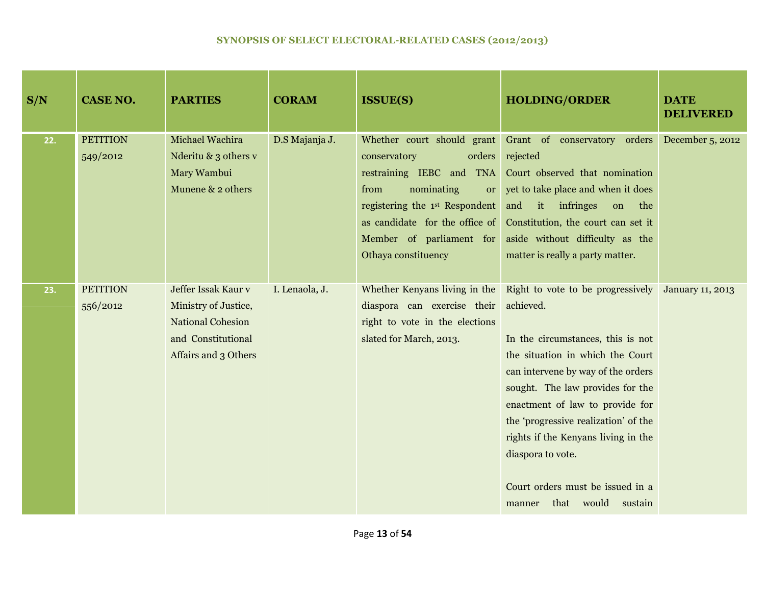## SYNOPSIS OF SELECT ELECTORAL-RELATED CASES (2012/2013)

| S/N | CASE NO. | PARTIES | CORAM | ISSUE(S) | HOLDING/ORDER | DATE DELIVERED |
|---|---|---|---|---|---|---|
| 22. | PETITION 549/2012 | Michael Wachira Nderitu & 3 others v Mary Wambui Munene & 2 others | D.S Majanja J. | Whether court should grant conservatory orders restraining IEBC and TNA from nominating or registering the 1st Respondent as candidate for the office of Member of parliament for Othaya constituency | Grant of conservatory orders rejected<br>Court observed that nomination yet to take place and when it does and it infringes on the Constitution, the court can set it aside without difficulty as the matter is really a party matter. | December 5, 2012 |
| 23. | PETITION 556/2012 | Jeffer Issak Kaur v Ministry of Justice, National Cohesion and Constitutional Affairs and 3 Others | I. Lenaola, J. | Whether Kenyans living in the diaspora can exercise their right to vote in the elections slated for March, 2013. | Right to vote to be progressively achieved.<br><br>In the circumstances, this is not the situation in which the Court can intervene by way of the orders sought. The law provides for the enactment of law to provide for the 'progressive realization' of the rights if the Kenyans living in the diaspora to vote.<br><br>Court orders must be issued in a manner that would sustain | January 11, 2013 |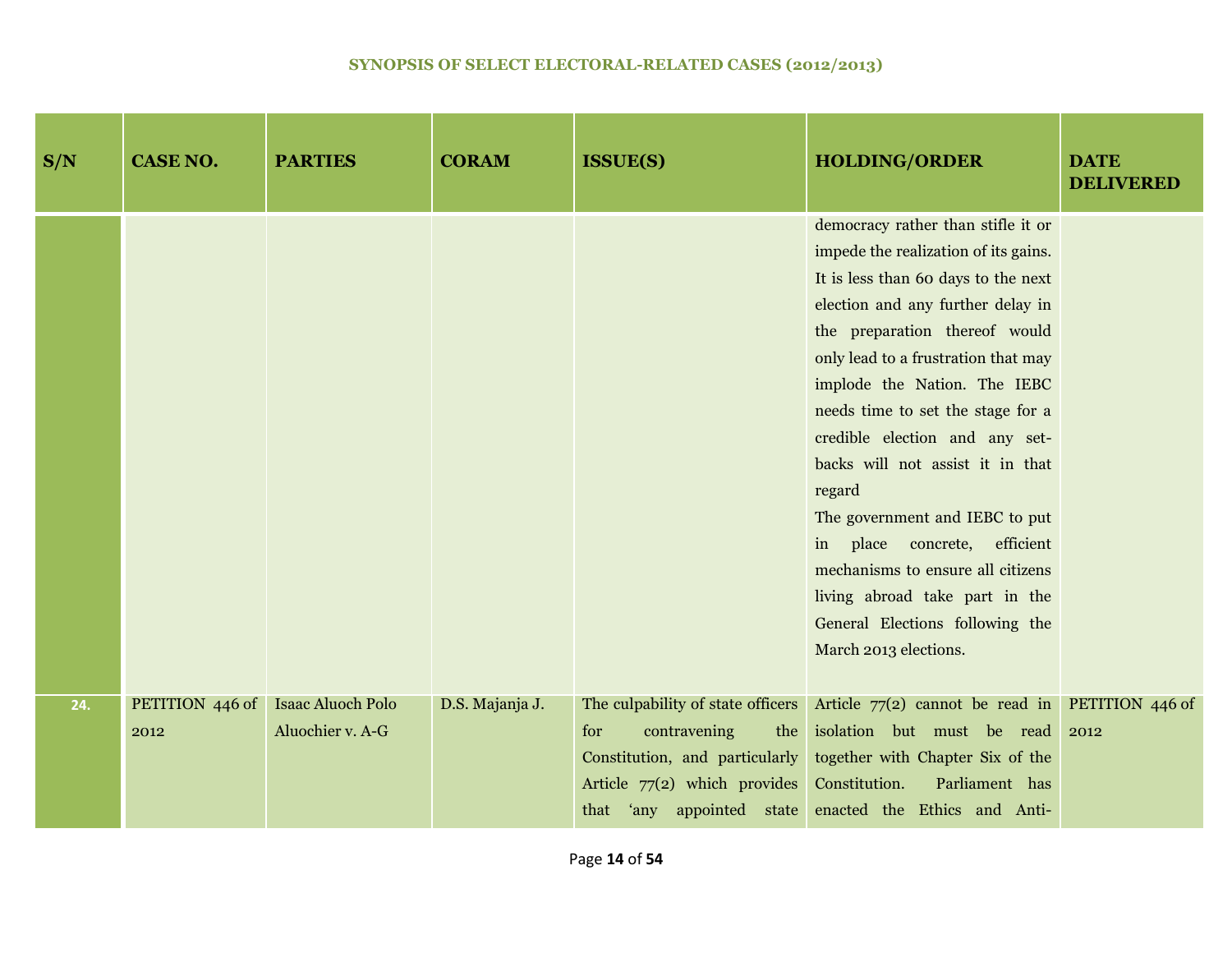**SYNOPSIS OF SELECT ELECTORAL-RELATED CASES (2012/2013)**

| S/N | CASE NO. | PARTIES | CORAM | ISSUE(S) | HOLDING/ORDER | DATE DELIVERED |
|---|---|---|---|---|---|---|
| | | | | | democracy rather than stifle it or impede the realization of its gains. It is less than 60 days to the next election and any further delay in the preparation thereof would only lead to a frustration that may implode the Nation. The IEBC needs time to set the stage for a credible election and any set-backs will not assist it in that regard<br>The government and IEBC to put in place concrete, efficient mechanisms to ensure all citizens living abroad take part in the General Elections following the March 2013 elections. | |
| 24. | PETITION 446 of 2012 | Isaac Aluoch Polo Aluochier v. A-G | D.S. Majanja J. | The culpability of state officers for contravening the Constitution, and particularly Article 77(2) which provides that 'any appointed state | Article 77(2) cannot be read in isolation but must be read together with Chapter Six of the Constitution. Parliament has enacted the Ethics and Anti- | PETITION 446 of 2012 |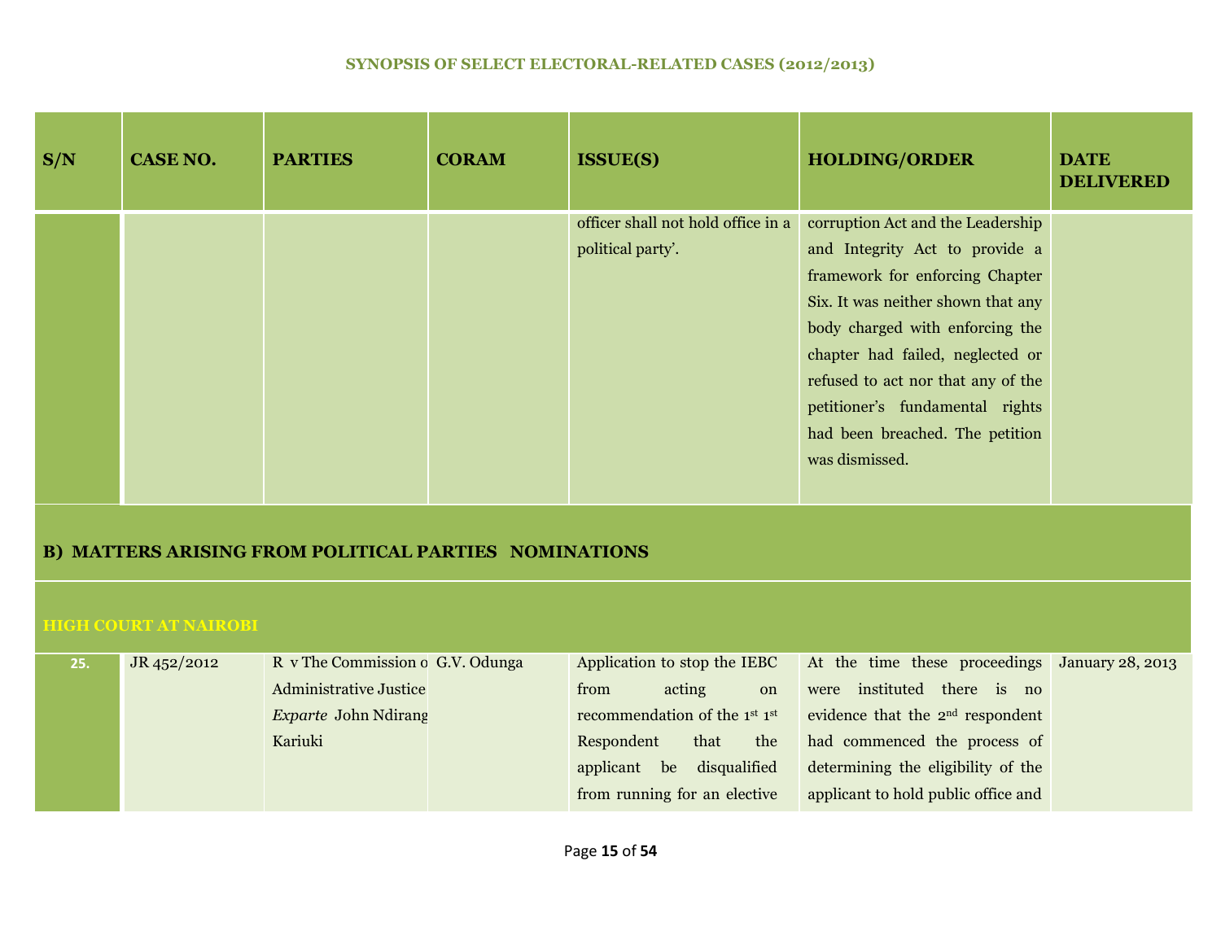| S/N | CASE NO. | PARTIES | CORAM | ISSUE(S) | HOLDING/ORDER | DATE DELIVERED |
|---|---|---|---|---|---|---|
| | | | | officer shall not hold office in a political party'. | corruption Act and the Leadership and Integrity Act to provide a framework for enforcing Chapter Six. It was neither shown that any body charged with enforcing the chapter had failed, neglected or refused to act nor that any of the petitioner's fundamental rights had been breached. The petition was dismissed. | |
| **B) MATTERS ARISING FROM POLITICAL PARTIES NOMINATIONS** | | | | | | |
| **HIGH COURT AT NAIROBI** | | | | | | |
| 25. | JR 452/2012 | R v The Commission o Administrative Justice *Exparte* John Ndirang Kariuki | G.V. Odunga | Application to stop the IEBC from acting on recommendation of the 1st 1st Respondent that the applicant be disqualified from running for an elective | At the time these proceedings were instituted there is no evidence that the 2nd respondent had commenced the process of determining the eligibility of the applicant to hold public office and | January 28, 2013 |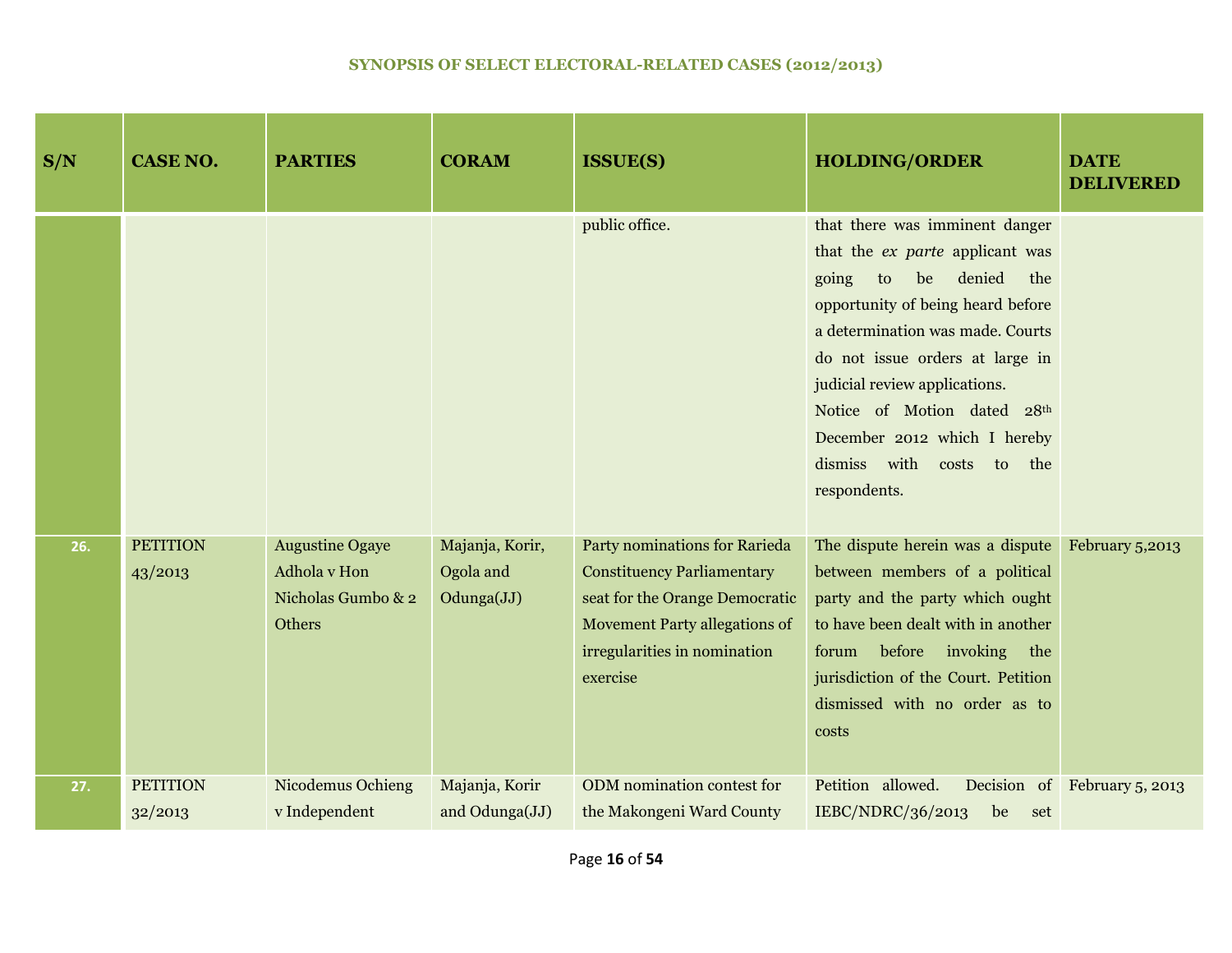**SYNOPSIS OF SELECT ELECTORAL-RELATED CASES (2012/2013)**

| S/N | CASE NO. | PARTIES | CORAM | ISSUE(S) | HOLDING/ORDER | DATE DELIVERED |
|---|---|---|---|---|---|---|
| | | | | public office. | that there was imminent danger that the *ex parte* applicant was going to be denied the opportunity of being heard before a determination was made. Courts do not issue orders at large in judicial review applications. Notice of Motion dated 28th December 2012 which I hereby dismiss with costs to the respondents. | |
| 26. | PETITION 43/2013 | Augustine Ogaye Adhola v Hon Nicholas Gumbo & 2 Others | Majanja, Korir, Ogola and Odunga(JJ) | Party nominations for Rarieda Constituency Parliamentary seat for the Orange Democratic Movement Party allegations of irregularities in nomination exercise | The dispute herein was a dispute between members of a political party and the party which ought to have been dealt with in another forum before invoking the jurisdiction of the Court. Petition dismissed with no order as to costs | February 5,2013 |
| 27. | PETITION 32/2013 | Nicodemus Ochieng v Independent | Majanja, Korir and Odunga(JJ) | ODM nomination contest for the Makongeni Ward County | Petition allowed. Decision of IEBC/NDRC/36/2013 be set | February 5, 2013 |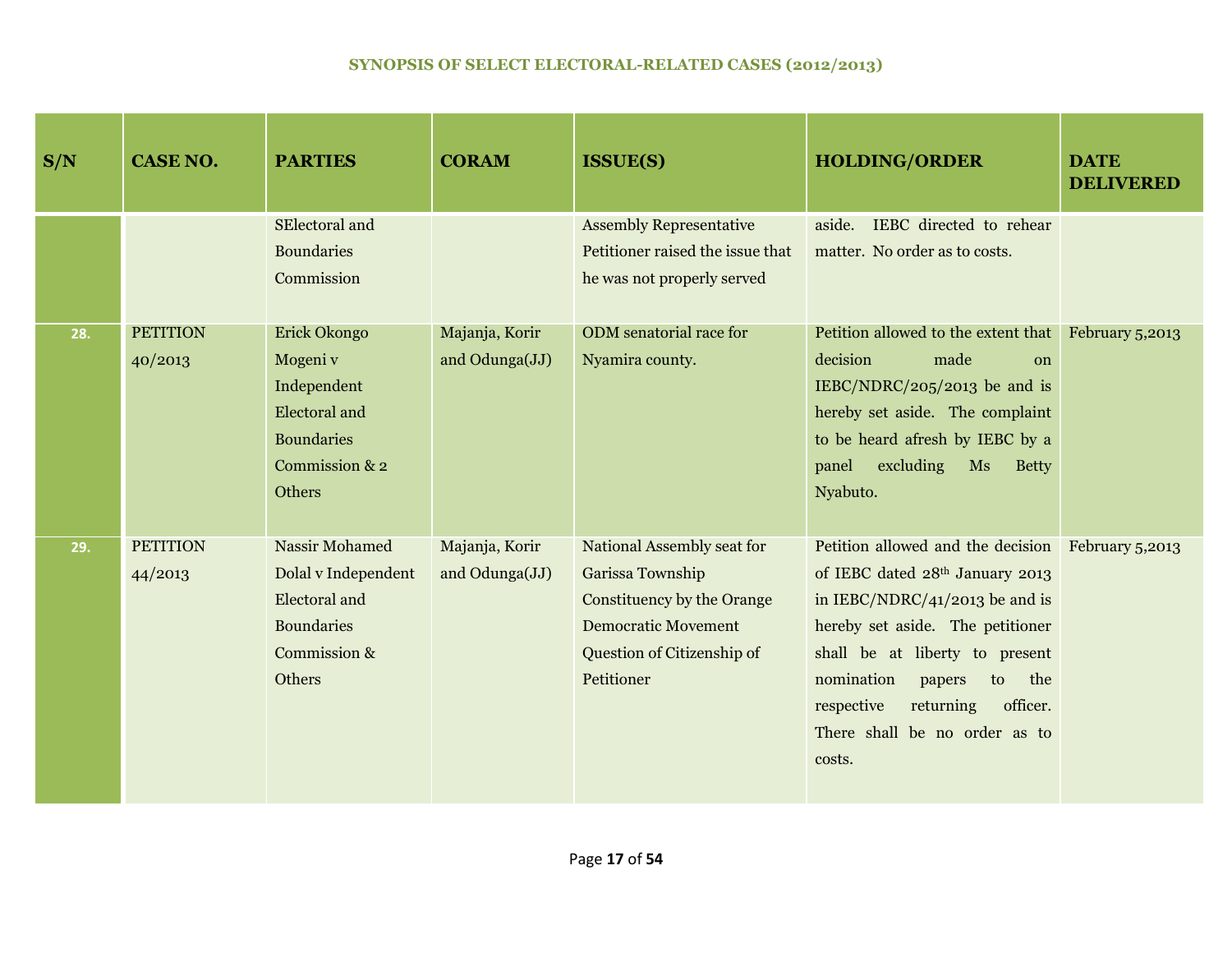## SYNOPSIS OF SELECT ELECTORAL-RELATED CASES (2012/2013)

| S/N | CASE NO. | PARTIES | CORAM | ISSUE(S) | HOLDING/ORDER | DATE DELIVERED |
|---|---|---|---|---|---|---|
| | | SElectoral and Boundaries Commission | | Assembly Representative Petitioner raised the issue that he was not properly served | aside. IEBC directed to rehear matter. No order as to costs. | |
| 28. | PETITION 40/2013 | Erick Okongo Mogeni v Independent Electoral and Boundaries Commission & 2 Others | Majanja, Korir and Odunga(JJ) | ODM senatorial race for Nyamira county. | Petition allowed to the extent that decision made on IEBC/NDRC/205/2013 be and is hereby set aside. The complaint to be heard afresh by IEBC by a panel excluding Ms Betty Nyabuto. | February 5,2013 |
| 29. | PETITION 44/2013 | Nassir Mohamed Dolal v Independent Electoral and Boundaries Commission & Others | Majanja, Korir and Odunga(JJ) | National Assembly seat for Garissa Township Constituency by the Orange Democratic Movement Question of Citizenship of Petitioner | Petition allowed and the decision of IEBC dated 28th January 2013 in IEBC/NDRC/41/2013 be and is hereby set aside. The petitioner shall be at liberty to present nomination papers to the respective returning officer. There shall be no order as to costs. | February 5,2013 |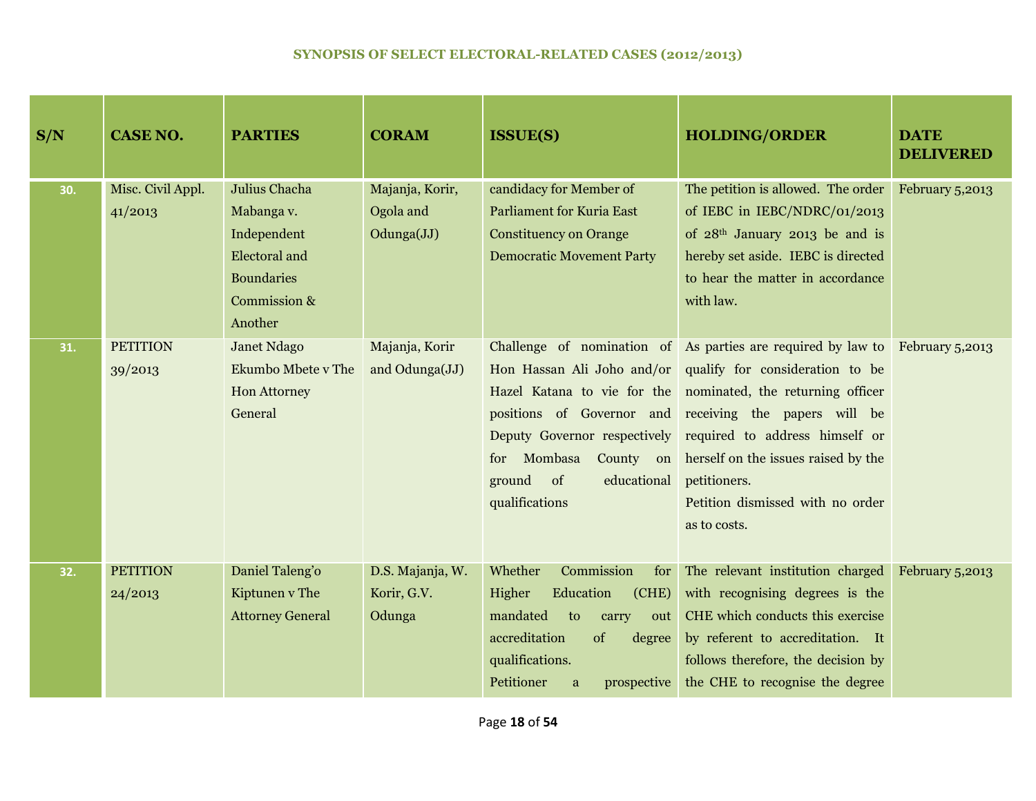# SYNOPSIS OF SELECT ELECTORAL-RELATED CASES (2012/2013)

| S/N | CASE NO. | PARTIES | CORAM | ISSUE(S) | HOLDING/ORDER | DATE DELIVERED |
|---|---|---|---|---|---|---|
| 30. | Misc. Civil Appl. 41/2013 | Julius Chacha Mabanga v. Independent Electoral and Boundaries Commission & Another | Majanja, Korir, Ogola and Odunga(JJ) | candidacy for Member of Parliament for Kuria East Constituency on Orange Democratic Movement Party | The petition is allowed. The order of IEBC in IEBC/NDRC/01/2013 of 28th January 2013 be and is hereby set aside. IEBC is directed to hear the matter in accordance with law. | February 5,2013 |
| 31. | PETITION 39/2013 | Janet Ndago Ekumbo Mbete v The Hon Attorney General | Majanja, Korir and Odunga(JJ) | Challenge of nomination of Hon Hassan Ali Joho and/or Hazel Katana to vie for the positions of Governor and Deputy Governor respectively for Mombasa County on ground of educational qualifications | As parties are required by law to qualify for consideration to be nominated, the returning officer receiving the papers will be required to address himself or herself on the issues raised by the petitioners.<br>Petition dismissed with no order as to costs. | February 5,2013 |
| 32. | PETITION 24/2013 | Daniel Taleng'o Kiptunen v The Attorney General | D.S. Majanja, W. Korir, G.V. Odunga | Whether Commission for Higher Education (CHE) mandated to carry out accreditation of degree qualifications.<br>Petitioner a prospective | The relevant institution charged with recognising degrees is the CHE which conducts this exercise by referent to accreditation. It follows therefore, the decision by the CHE to recognise the degree | February 5,2013 |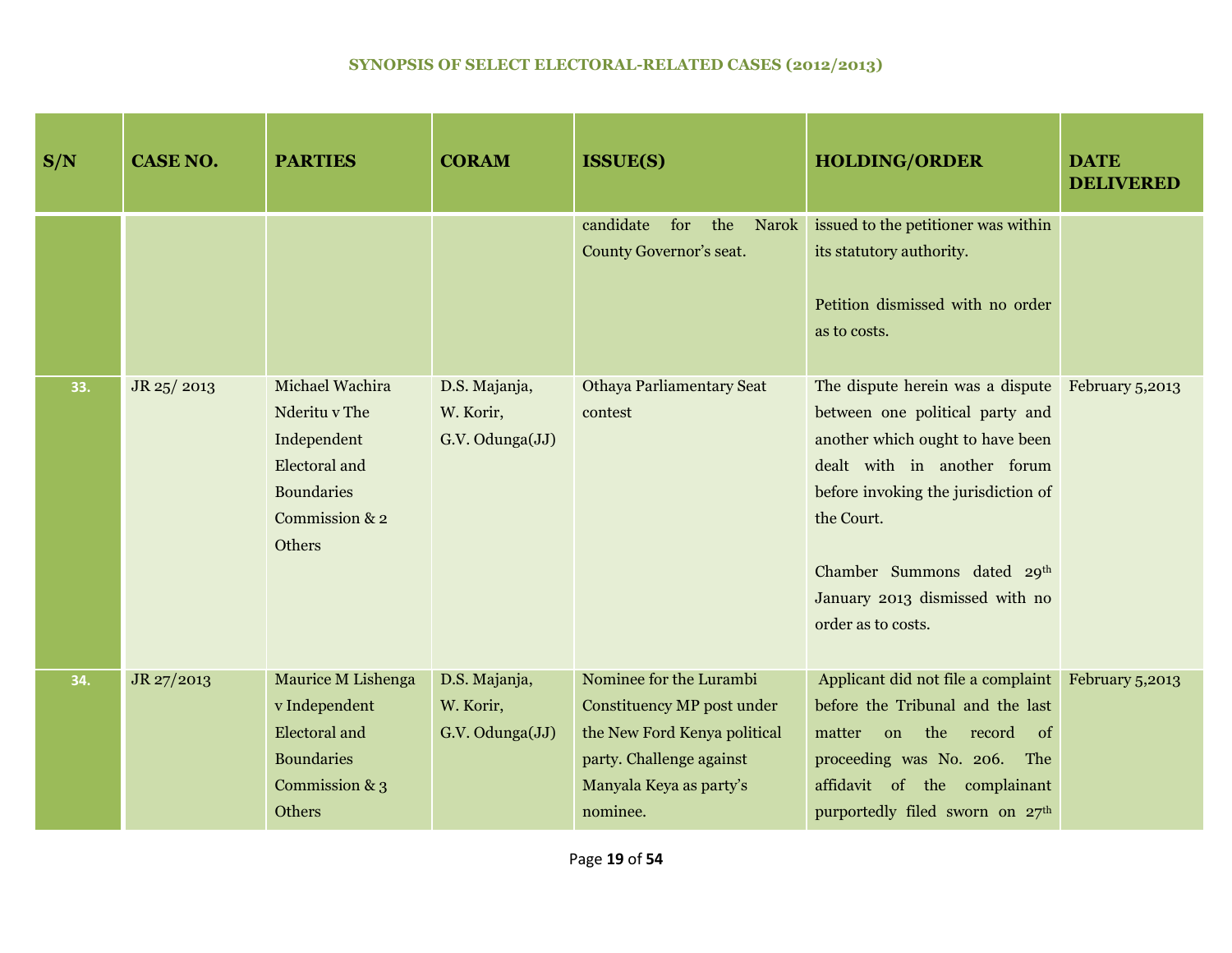## SYNOPSIS OF SELECT ELECTORAL-RELATED CASES (2012/2013)

| S/N | CASE NO. | PARTIES | CORAM | ISSUE(S) | HOLDING/ORDER | DATE DELIVERED |
|---|---|---|---|---|---|---|
| | | | | candidate for the Narok County Governor's seat. | issued to the petitioner was within its statutory authority.<br><br>Petition dismissed with no order as to costs. | |
| 33. | JR 25/ 2013 | Michael Wachira Nderitu v The Independent Electoral and Boundaries Commission & 2 Others | D.S. Majanja, W. Korir, G.V. Odunga(JJ) | Othaya Parliamentary Seat contest | The dispute herein was a dispute between one political party and another which ought to have been dealt with in another forum before invoking the jurisdiction of the Court.<br><br>Chamber Summons dated 29th January 2013 dismissed with no order as to costs. | February 5,2013 |
| 34. | JR 27/2013 | Maurice M Lishenga v Independent Electoral and Boundaries Commission & 3 Others | D.S. Majanja, W. Korir, G.V. Odunga(JJ) | Nominee for the Lurambi Constituency MP post under the New Ford Kenya political party. Challenge against Manyala Keya as party's nominee. | Applicant did not file a complaint before the Tribunal and the last matter on the record of proceeding was No. 206. The affidavit of the complainant purportedly filed sworn on 27th | February 5,2013 |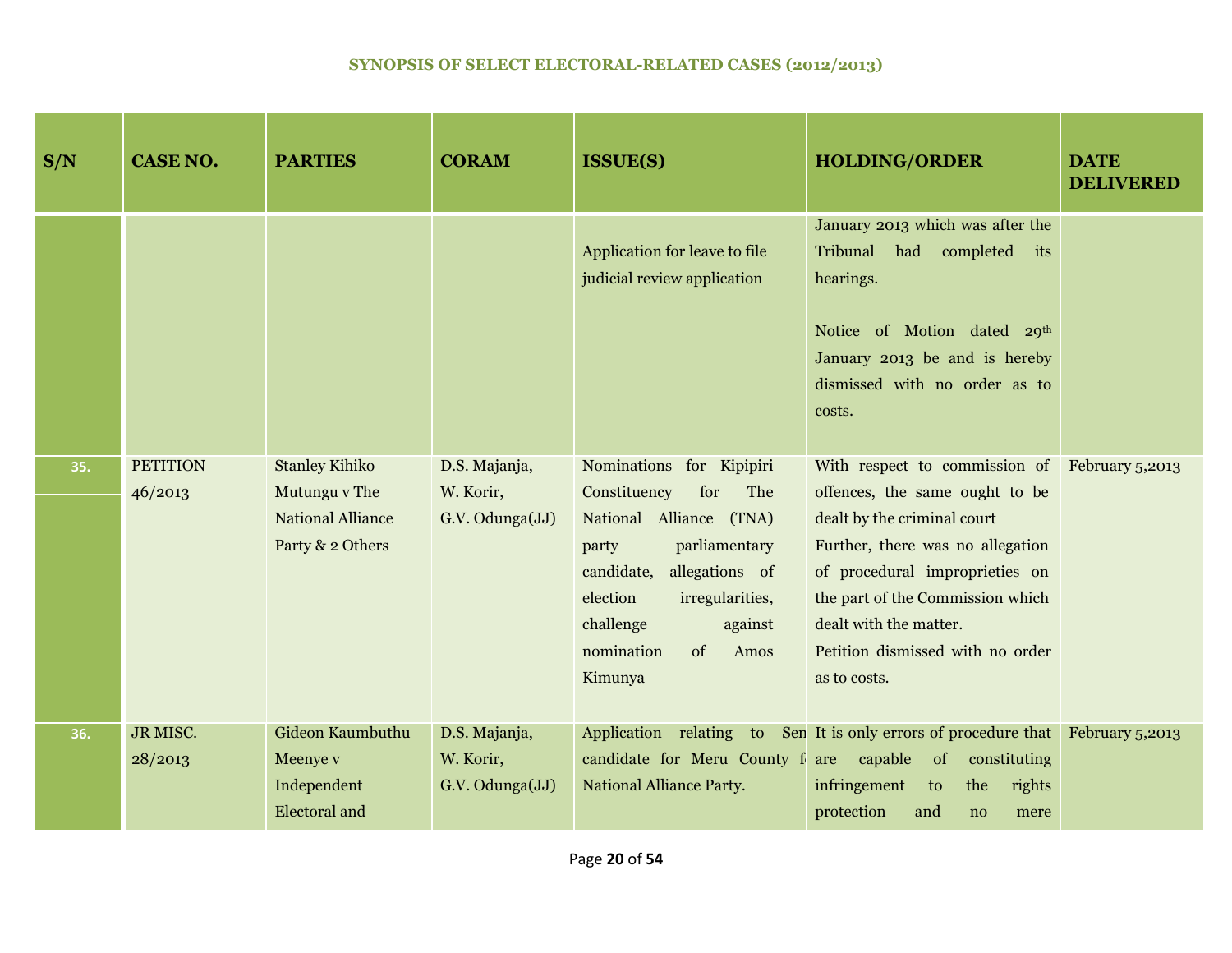### SYNOPSIS OF SELECT ELECTORAL-RELATED CASES (2012/2013)

| S/N | CASE NO. | PARTIES | CORAM | ISSUE(S) | HOLDING/ORDER | DATE DELIVERED |
|---|---|---|---|---|---|---|
| | | | | Application for leave to file judicial review application | January 2013 which was after the Tribunal had completed its hearings.<br><br>Notice of Motion dated 29th January 2013 be and is hereby dismissed with no order as to costs. | |
| 35. | PETITION 46/2013 | Stanley Kihiko Mutungu v The National Alliance Party & 2 Others | D.S. Majanja, W. Korir, G.V. Odunga(JJ) | Nominations for Kipipiri Constituency for The National Alliance (TNA) party parliamentary candidate, allegations of election irregularities, challenge against nomination of Amos Kimunya | With respect to commission of offences, the same ought to be dealt by the criminal court<br>Further, there was no allegation of procedural improprieties on the part of the Commission which dealt with the matter.<br>Petition dismissed with no order as to costs. | February 5,2013 |
| 36. | JR MISC. 28/2013 | Gideon Kaumbuthu Meenye v Independent Electoral and | D.S. Majanja, W. Korir, G.V. Odunga(JJ) | Application relating to Sen candidate for Meru County f National Alliance Party. | It is only errors of procedure that are capable of constituting infringement to the rights protection and no mere | February 5,2013 |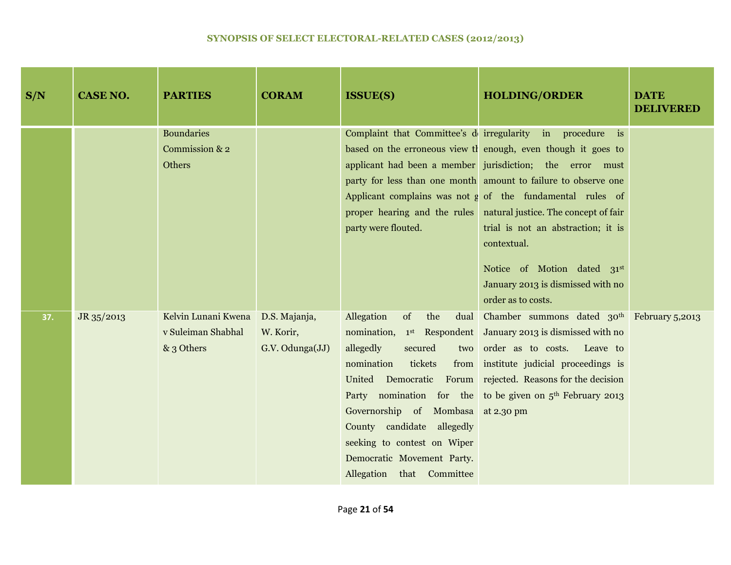## SYNOPSIS OF SELECT ELECTORAL-RELATED CASES (2012/2013)

| S/N | CASE NO. | PARTIES | CORAM | ISSUE(S) | HOLDING/ORDER | DATE DELIVERED |
|---|---|---|---|---|---|---|
| | | Boundaries Commission & 2 Others | | Complaint that Committee's d based on the erroneous view th applicant had been a member party for less than one month Applicant complains was not g proper hearing and the rules party were flouted. | irregularity in procedure is enough, even though it goes to jurisdiction; the error must amount to failure to observe one of the fundamental rules of natural justice. The concept of fair trial is not an abstraction; it is contextual. Notice of Motion dated 31st January 2013 is dismissed with no order as to costs. | |
| 37. | JR 35/2013 | Kelvin Lunani Kwena v Suleiman Shabhal & 3 Others | D.S. Majanja, W. Korir, G.V. Odunga(JJ) | Allegation of the dual nomination, 1st Respondent allegedly secured two nomination tickets from United Democratic Forum Party nomination for the Governorship of Mombasa County candidate allegedly seeking to contest on Wiper Democratic Movement Party. Allegation that Committee | Chamber summons dated 30th January 2013 is dismissed with no order as to costs. Leave to institute judicial proceedings is rejected. Reasons for the decision to be given on 5th February 2013 at 2.30 pm | February 5,2013 |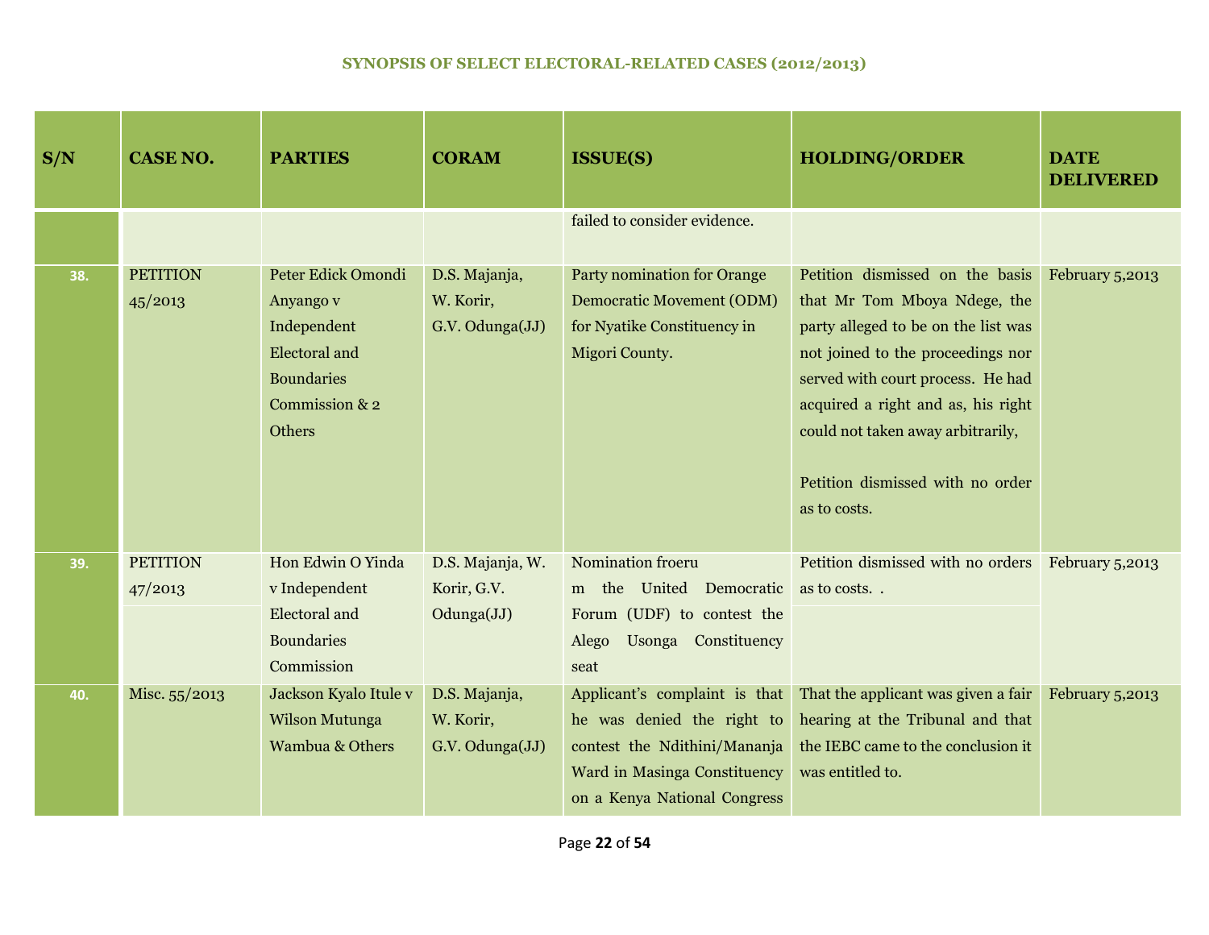## SYNOPSIS OF SELECT ELECTORAL-RELATED CASES (2012/2013)

| S/N | CASE NO. | PARTIES | CORAM | ISSUE(S) | HOLDING/ORDER | DATE DELIVERED |
|---|---|---|---|---|---|---|
| | | | | failed to consider evidence. | | |
| 38. | PETITION 45/2013 | Peter Edick Omondi Anyango v Independent Electoral and Boundaries Commission & 2 Others | D.S. Majanja, W. Korir, G.V. Odunga(JJ) | Party nomination for Orange Democratic Movement (ODM) for Nyatike Constituency in Migori County. | Petition dismissed on the basis that Mr Tom Mboya Ndege, the party alleged to be on the list was not joined to the proceedings nor served with court process. He had acquired a right and as, his right could not taken away arbitrarily,<br><br>Petition dismissed with no order as to costs. | February 5,2013 |
| 39. | PETITION 47/2013 | Hon Edwin O Yinda v Independent Electoral and Boundaries Commission | D.S. Majanja, W. Korir, G.V. Odunga(JJ) | Nomination froeru m the United Democratic Forum (UDF) to contest the Alego Usonga Constituency seat | Petition dismissed with no orders as to costs. . | February 5,2013 |
| 40. | Misc. 55/2013 | Jackson Kyalo Itule v Wilson Mutunga Wambua & Others | D.S. Majanja, W. Korir, G.V. Odunga(JJ) | Applicant's complaint is that he was denied the right to contest the Ndithini/Mananja Ward in Masinga Constituency on a Kenya National Congress | That the applicant was given a fair hearing at the Tribunal and that the IEBC came to the conclusion it was entitled to. | February 5,2013 |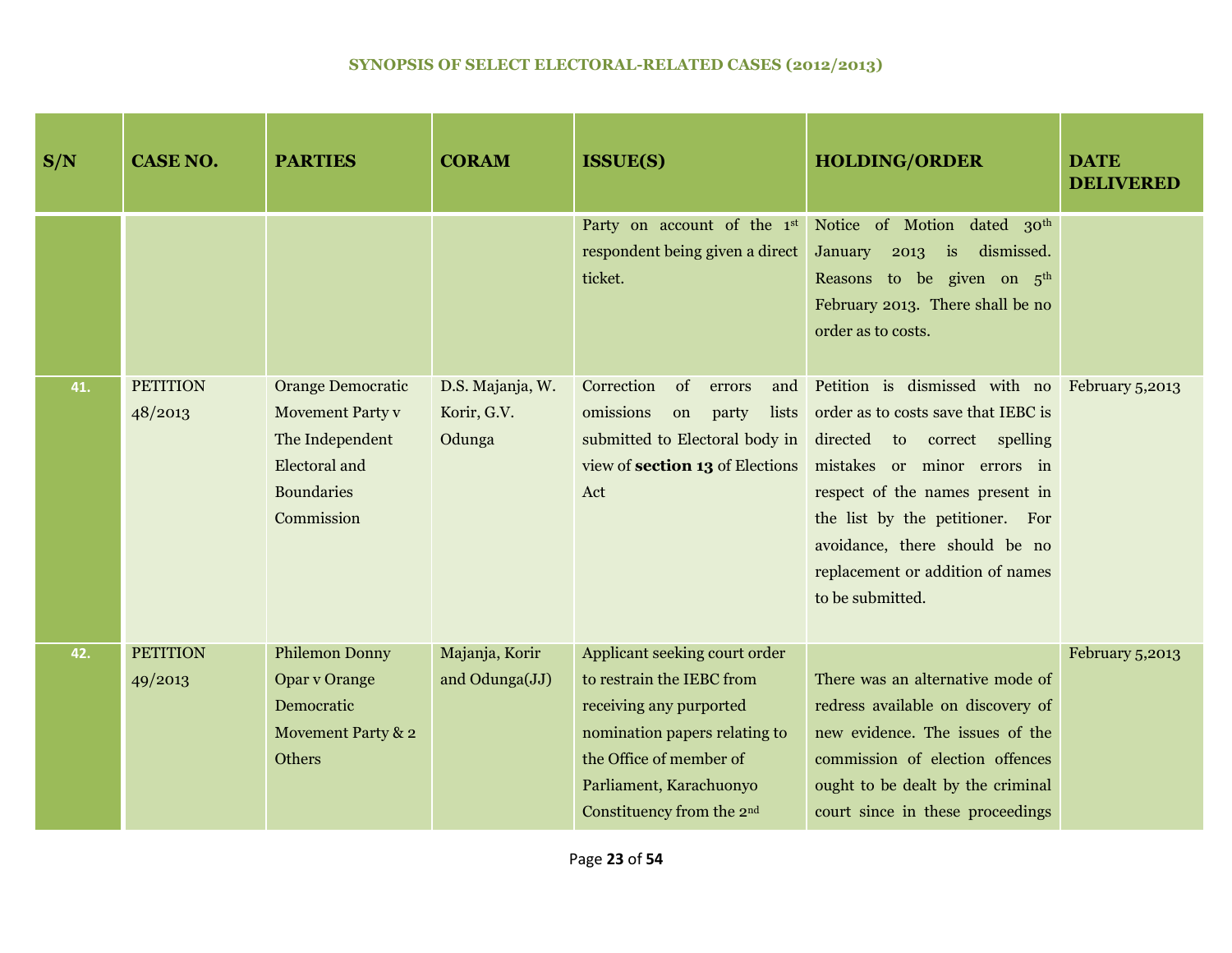## SYNOPSIS OF SELECT ELECTORAL-RELATED CASES (2012/2013)

| S/N | CASE NO. | PARTIES | CORAM | ISSUE(S) | HOLDING/ORDER | DATE DELIVERED |
|---|---|---|---|---|---|---|
| | | | | Party on account of the 1st respondent being given a direct ticket. | Notice of Motion dated 30th January 2013 is dismissed. Reasons to be given on 5th February 2013. There shall be no order as to costs. | |
| 41. | PETITION 48/2013 | Orange Democratic Movement Party v The Independent Electoral and Boundaries Commission | D.S. Majanja, W. Korir, G.V. Odunga | Correction of errors and omissions on party lists submitted to Electoral body in view of **section 13** of Elections Act | Petition is dismissed with no order as to costs save that IEBC is directed to correct spelling mistakes or minor errors in respect of the names present in the list by the petitioner. For avoidance, there should be no replacement or addition of names to be submitted. | February 5,2013 |
| 42. | PETITION 49/2013 | Philemon Donny Opar v Orange Democratic Movement Party & 2 Others | Majanja, Korir and Odunga(JJ) | Applicant seeking court order to restrain the IEBC from receiving any purported nomination papers relating to the Office of member of Parliament, Karachuonyo Constituency from the 2nd | There was an alternative mode of redress available on discovery of new evidence. The issues of the commission of election offences ought to be dealt by the criminal court since in these proceedings | February 5,2013 |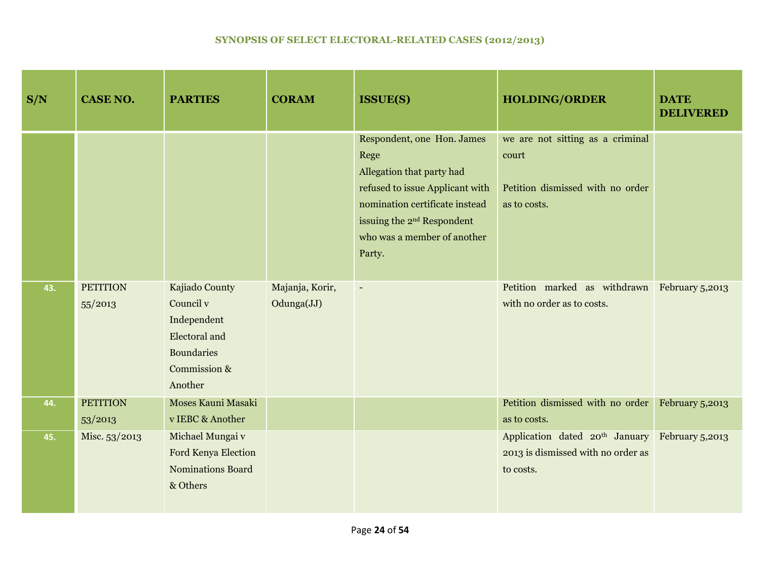# SYNOPSIS OF SELECT ELECTORAL-RELATED CASES (2012/2013)

| S/N | CASE NO. | PARTIES | CORAM | ISSUE(S) | HOLDING/ORDER | DATE DELIVERED |
|---|---|---|---|---|---|---|
| | | | | Respondent, one Hon. James Rege<br>Allegation that party had refused to issue Applicant with nomination certificate instead issuing the 2nd Respondent who was a member of another Party. | we are not sitting as a criminal court<br><br>Petition dismissed with no order as to costs. | |
| 43. | PETITION 55/2013 | Kajiado County Council v Independent Electoral and Boundaries Commission & Another | Majanja, Korir, Odunga(JJ) | - | Petition marked as withdrawn with no order as to costs. | February 5,2013 |
| 44. | PETITION 53/2013 | Moses Kauni Masaki v IEBC & Another | | | Petition dismissed with no order as to costs. | February 5,2013 |
| 45. | Misc. 53/2013 | Michael Mungai v Ford Kenya Election Nominations Board & Others | | | Application dated 20th January 2013 is dismissed with no order as to costs. | February 5,2013 |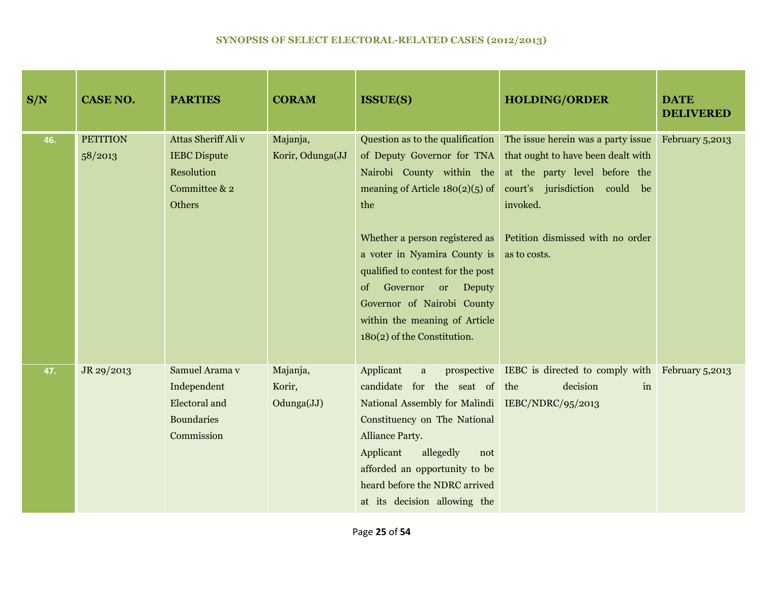# SYNOPSIS OF SELECT ELECTORAL-RELATED CASES (2012/2013)

| S/N | CASE NO. | PARTIES | CORAM | ISSUE(S) | HOLDING/ORDER | DATE DELIVERED |
|---|---|---|---|---|---|---|
| 46. | PETITION 58/2013 | Attas Sheriff Ali v IEBC Dispute Resolution Committee & 2 Others | Majanja, Korir, Odunga(JJ | Question as to the qualification of Deputy Governor for TNA Nairobi County within the meaning of Article 180(2)(5) of the<br><br>Whether a person registered as a voter in Nyamira County is qualified to contest for the post of Governor or Deputy Governor of Nairobi County within the meaning of Article 180(2) of the Constitution. | The issue herein was a party issue that ought to have been dealt with at the party level before the court's jurisdiction could be invoked.<br><br>Petition dismissed with no order as to costs. | February 5,2013 |
| 47. | JR 29/2013 | Samuel Arama v Independent Electoral and Boundaries Commission | Majanja, Korir, Odunga(JJ) | Applicant a prospective candidate for the seat of National Assembly for Malindi Constituency on The National Alliance Party.<br>Applicant allegedly not afforded an opportunity to be heard before the NDRC arrived at its decision allowing the | IEBC is directed to comply with the decision in IEBC/NDRC/95/2013 | February 5,2013 |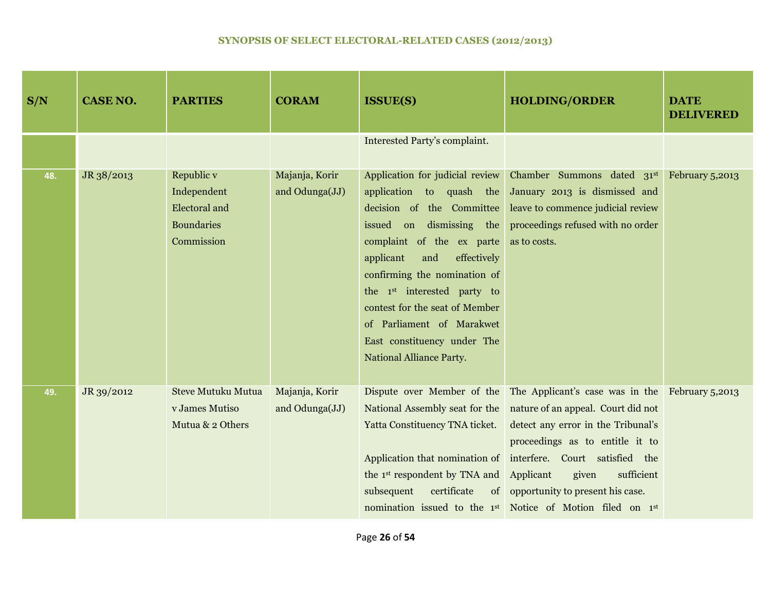## SYNOPSIS OF SELECT ELECTORAL-RELATED CASES (2012/2013)

| S/N | CASE NO. | PARTIES | CORAM | ISSUE(S) | HOLDING/ORDER | DATE DELIVERED |
|---|---|---|---|---|---|---|
| | | | | Interested Party's complaint. | | |
| 48. | JR 38/2013 | Republic v Independent Electoral and Boundaries Commission | Majanja, Korir and Odunga(JJ) | Application for judicial review application to quash the decision of the Committee issued on dismissing the complaint of the ex parte applicant and effectively confirming the nomination of the 1st interested party to contest for the seat of Member of Parliament of Marakwet East constituency under The National Alliance Party. | Chamber Summons dated 31st January 2013 is dismissed and leave to commence judicial review proceedings refused with no order as to costs. | February 5,2013 |
| 49. | JR 39/2012 | Steve Mutuku Mutua v James Mutiso Mutua & 2 Others | Majanja, Korir and Odunga(JJ) | Dispute over Member of the National Assembly seat for the Yatta Constituency TNA ticket.<br><br>Application that nomination of the 1st respondent by TNA and subsequent certificate of nomination issued to the 1st | The Applicant's case was in the nature of an appeal. Court did not detect any error in the Tribunal's proceedings as to entitle it to interfere. Court satisfied the Applicant given sufficient opportunity to present his case.<br>Notice of Motion filed on 1st | February 5,2013 |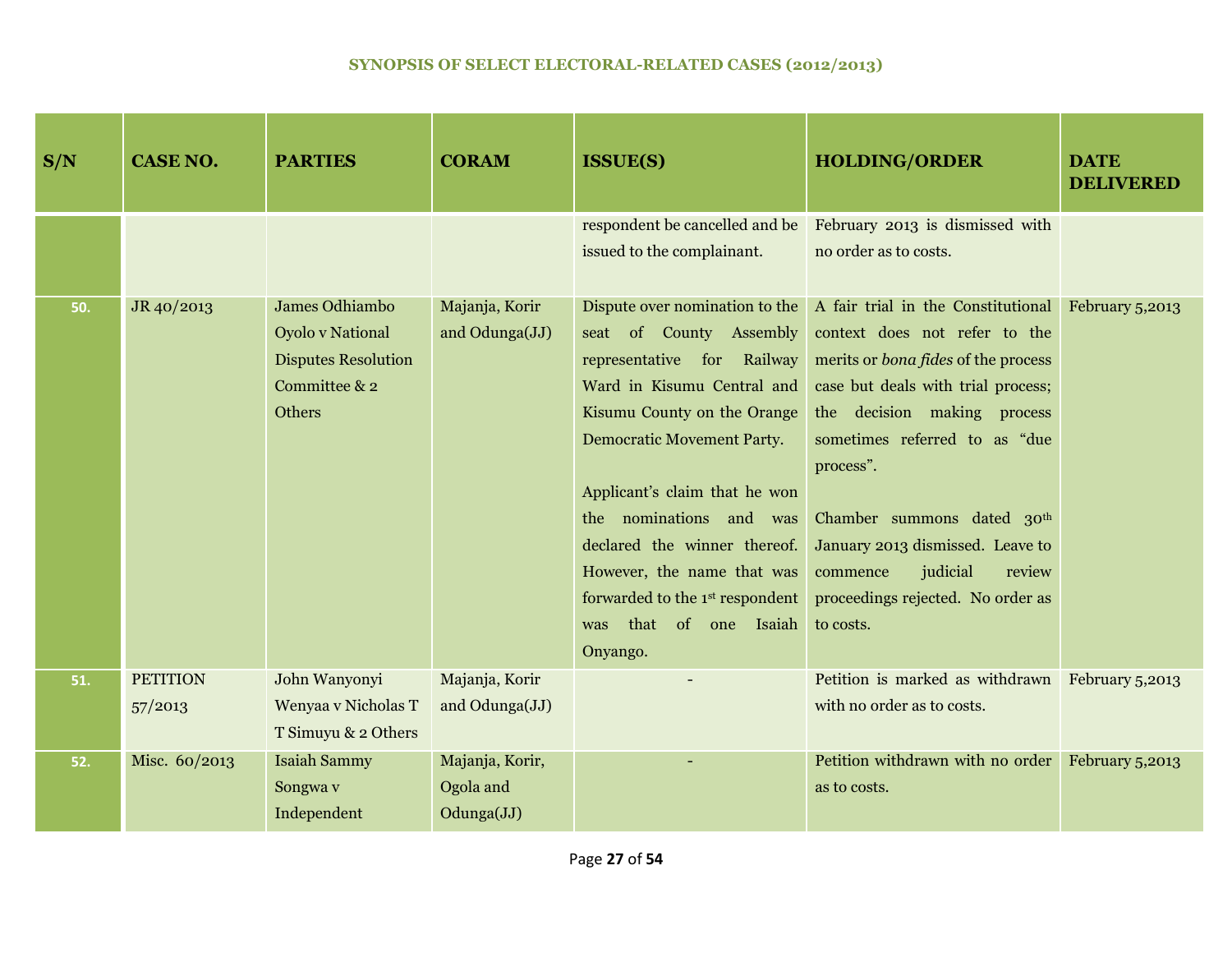## SYNOPSIS OF SELECT ELECTORAL-RELATED CASES (2012/2013)

| S/N | CASE NO. | PARTIES | CORAM | ISSUE(S) | HOLDING/ORDER | DATE DELIVERED |
|---|---|---|---|---|---|---|
| | | | | respondent be cancelled and be issued to the complainant. | February 2013 is dismissed with no order as to costs. | |
| 50. | JR 40/2013 | James Odhiambo Oyolo v National Disputes Resolution Committee & 2 Others | Majanja, Korir and Odunga(JJ) | Dispute over nomination to the seat of County Assembly representative for Railway Ward in Kisumu Central and Kisumu County on the Orange Democratic Movement Party.<br><br>Applicant's claim that he won the nominations and was declared the winner thereof. However, the name that was forwarded to the 1st respondent was that of one Isaiah Onyango. | A fair trial in the Constitutional context does not refer to the merits or *bona fides* of the process case but deals with trial process; the decision making process sometimes referred to as "due process".<br><br>Chamber summons dated 30th January 2013 dismissed. Leave to commence judicial review proceedings rejected. No order as to costs. | February 5,2013 |
| 51. | PETITION 57/2013 | John Wanyonyi Wenyaa v Nicholas T T Simuyu & 2 Others | Majanja, Korir and Odunga(JJ) | - | Petition is marked as withdrawn with no order as to costs. | February 5,2013 |
| 52. | Misc. 60/2013 | Isaiah Sammy Songwa v Independent | Majanja, Korir, Ogola and Odunga(JJ) | - | Petition withdrawn with no order as to costs. | February 5,2013 |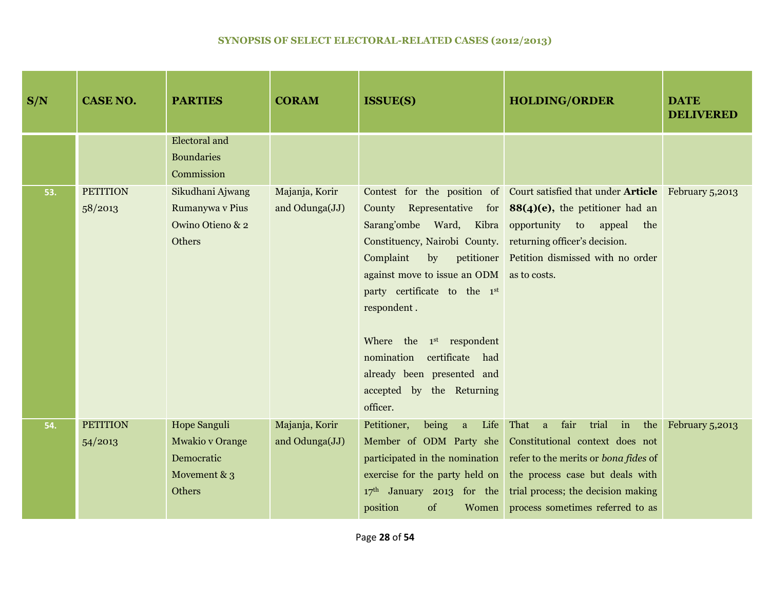# SYNOPSIS OF SELECT ELECTORAL-RELATED CASES (2012/2013)

| S/N | CASE NO. | PARTIES | CORAM | ISSUE(S) | HOLDING/ORDER | DATE DELIVERED |
|---|---|---|---|---|---|---|
| | | Electoral and Boundaries Commission | | | | |
| 53. | PETITION 58/2013 | Sikudhani Ajwang Rumanywa v Pius Owino Otieno & 2 Others | Majanja, Korir and Odunga(JJ) | Contest for the position of County Representative for Sarang'ombe Ward, Kibra Constituency, Nairobi County. Complaint by petitioner against move to issue an ODM party certificate to the 1st respondent .<br><br>Where the 1st respondent nomination certificate had already been presented and accepted by the Returning officer. | Court satisfied that under **Article 88(4)(e),** the petitioner had an opportunity to appeal the returning officer's decision.<br>Petition dismissed with no order as to costs. | February 5,2013 |
| 54. | PETITION 54/2013 | Hope Sanguli Mwakio v Orange Democratic Movement & 3 Others | Majanja, Korir and Odunga(JJ) | Petitioner, being a Life Member of ODM Party she participated in the nomination exercise for the party held on 17th January 2013 for the position of Women | That a fair trial in the Constitutional context does not refer to the merits or *bona fides* of the process case but deals with trial process; the decision making process sometimes referred to as | February 5,2013 |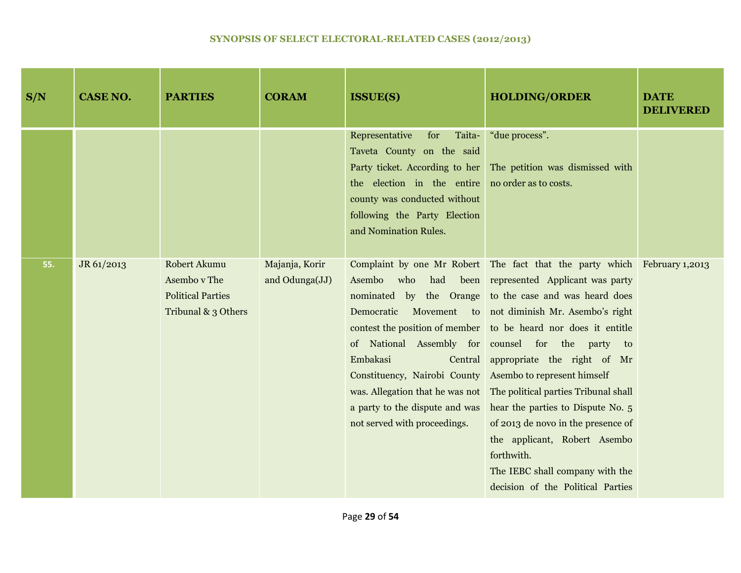## SYNOPSIS OF SELECT ELECTORAL-RELATED CASES (2012/2013)

| S/N | CASE NO. | PARTIES | CORAM | ISSUE(S) | HOLDING/ORDER | DATE DELIVERED |
|---|---|---|---|---|---|---|
| | | | | Representative for Taita-Taveta County on the said Party ticket. According to her the election in the entire county was conducted without following the Party Election and Nomination Rules. | "due process".<br><br>The petition was dismissed with no order as to costs. | |
| 55. | JR 61/2013 | Robert Akumu Asembo v The Political Parties Tribunal & 3 Others | Majanja, Korir and Odunga(JJ) | Complaint by one Mr Robert Asembo who had been nominated by the Orange Democratic Movement to contest the position of member of National Assembly for Embakasi Central Constituency, Nairobi County was. Allegation that he was not a party to the dispute and was not served with proceedings. | The fact that the party which represented Applicant was party to the case and was heard does not diminish Mr. Asembo's right to be heard nor does it entitle counsel for the party to appropriate the right of Mr Asembo to represent himself<br>The political parties Tribunal shall hear the parties to Dispute No. 5 of 2013 de novo in the presence of the applicant, Robert Asembo forthwith.<br>The IEBC shall company with the decision of the Political Parties | February 1,2013 |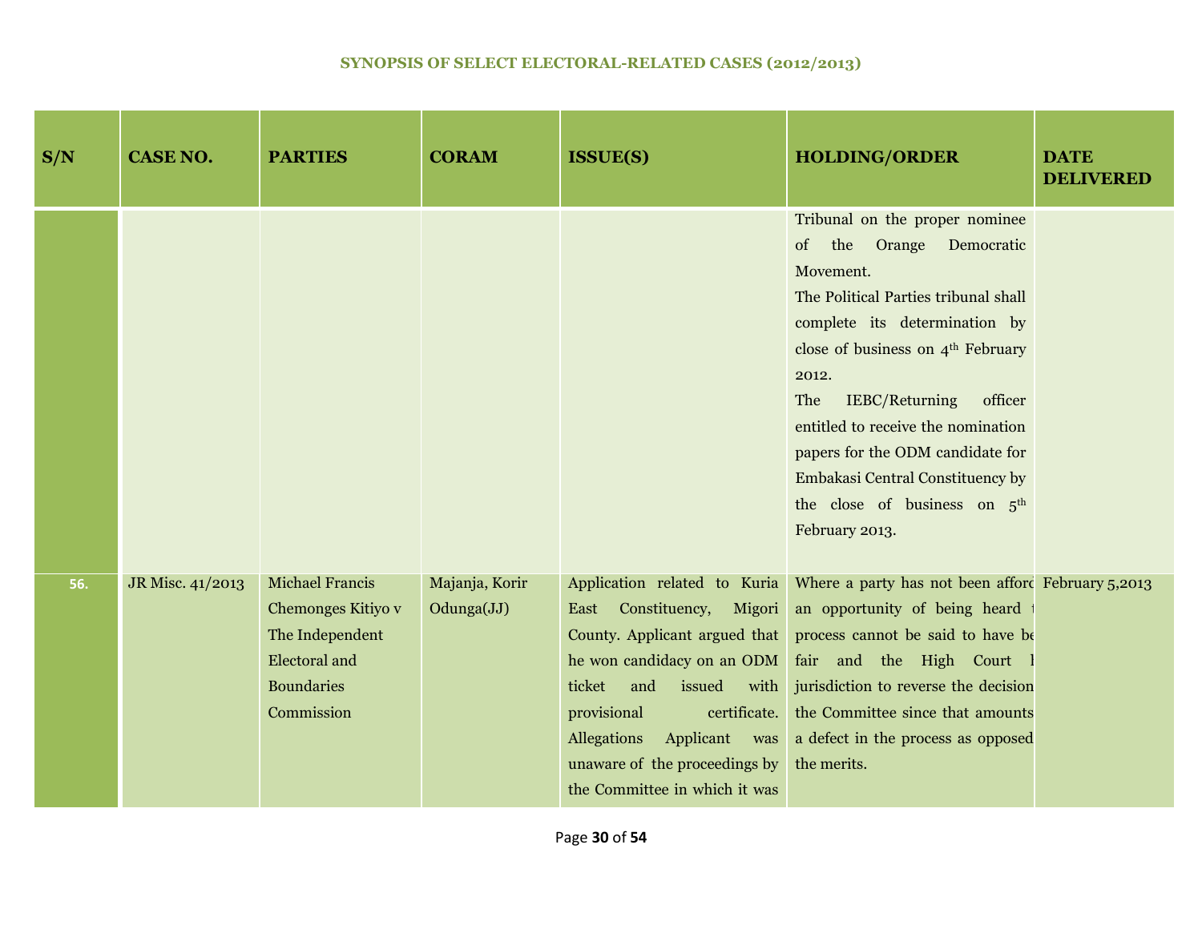## SYNOPSIS OF SELECT ELECTORAL-RELATED CASES (2012/2013)

| S/N | CASE NO. | PARTIES | CORAM | ISSUE(S) | HOLDING/ORDER | DATE DELIVERED |
|---|---|---|---|---|---|---|
| | | | | | Tribunal on the proper nominee of the Orange Democratic Movement. The Political Parties tribunal shall complete its determination by close of business on 4th February 2012. The IEBC/Returning officer entitled to receive the nomination papers for the ODM candidate for Embakasi Central Constituency by the close of business on 5th February 2013. | |
| 56. | JR Misc. 41/2013 | Michael Francis Chemonges Kitiyo v The Independent Electoral and Boundaries Commission | Majanja, Korir Odunga(JJ) | Application related to Kuria East Constituency, Migori County. Applicant argued that he won candidacy on an ODM ticket and issued with provisional certificate. Allegations Applicant was unaware of the proceedings by the Committee in which it was | Where a party has not been afford an opportunity of being heard t process cannot be said to have be fair and the High Court l jurisdiction to reverse the decision the Committee since that amounts a defect in the process as opposed the merits. | February 5,2013 |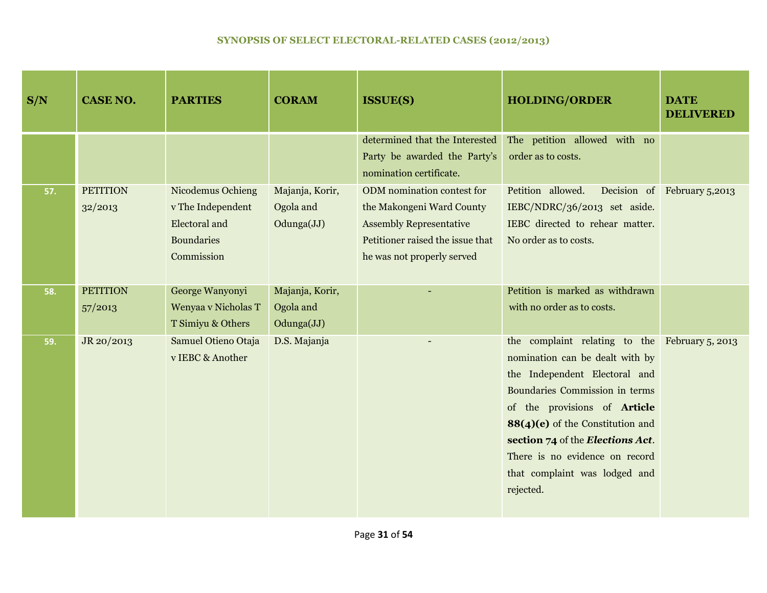## SYNOPSIS OF SELECT ELECTORAL-RELATED CASES (2012/2013)

| S/N | CASE NO. | PARTIES | CORAM | ISSUE(S) | HOLDING/ORDER | DATE DELIVERED |
|---|---|---|---|---|---|---|
| | | | | determined that the Interested Party be awarded the Party's nomination certificate. | The petition allowed with no order as to costs. | |
| 57. | PETITION 32/2013 | Nicodemus Ochieng v The Independent Electoral and Boundaries Commission | Majanja, Korir, Ogola and Odunga(JJ) | ODM nomination contest for the Makongeni Ward County Assembly Representative Petitioner raised the issue that he was not properly served | Petition allowed. Decision of IEBC/NDRC/36/2013 set aside. IEBC directed to rehear matter. No order as to costs. | February 5,2013 |
| 58. | PETITION 57/2013 | George Wanyonyi Wenyaa v Nicholas T T Simiyu & Others | Majanja, Korir, Ogola and Odunga(JJ) | - | Petition is marked as withdrawn with no order as to costs. | |
| 59. | JR 20/2013 | Samuel Otieno Otaja v IEBC & Another | D.S. Majanja | - | the complaint relating to the nomination can be dealt with by the Independent Electoral and Boundaries Commission in terms of the provisions of **Article 88(4)(e)** of the Constitution and **section 74** of the ***Elections Act***. There is no evidence on record that complaint was lodged and rejected. | February 5, 2013 |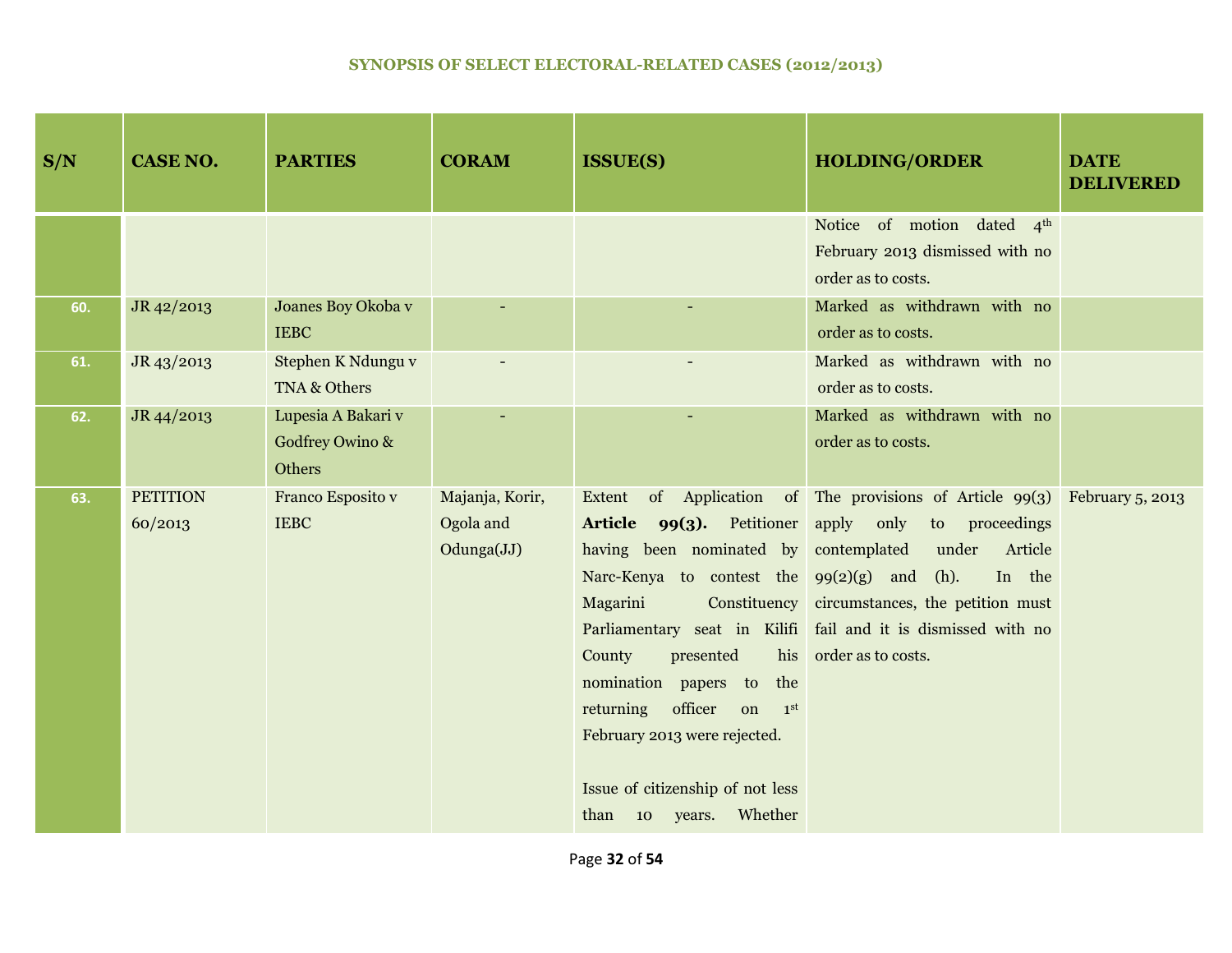## SYNOPSIS OF SELECT ELECTORAL-RELATED CASES (2012/2013)

| S/N | CASE NO. | PARTIES | CORAM | ISSUE(S) | HOLDING/ORDER | DATE DELIVERED |
|---|---|---|---|---|---|---|
| | | | | | Notice of motion dated 4th February 2013 dismissed with no order as to costs. | |
| 60. | JR 42/2013 | Joanes Boy Okoba v IEBC | - | - | Marked as withdrawn with no order as to costs. | |
| 61. | JR 43/2013 | Stephen K Ndungu v TNA & Others | - | - | Marked as withdrawn with no order as to costs. | |
| 62. | JR 44/2013 | Lupesia A Bakari v Godfrey Owino & Others | - | - | Marked as withdrawn with no order as to costs. | |
| 63. | PETITION 60/2013 | Franco Esposito v IEBC | Majanja, Korir, Ogola and Odunga(JJ) | Extent of Application of **Article 99(3).** Petitioner having been nominated by Narc-Kenya to contest the Magarini Constituency Parliamentary seat in Kilifi County presented his nomination papers to the returning officer on 1st February 2013 were rejected.<br><br>Issue of citizenship of not less than 10 years. Whether | The provisions of Article 99(3) apply only to proceedings contemplated under Article 99(2)(g) and (h). In the circumstances, the petition must fail and it is dismissed with no order as to costs. | February 5, 2013 |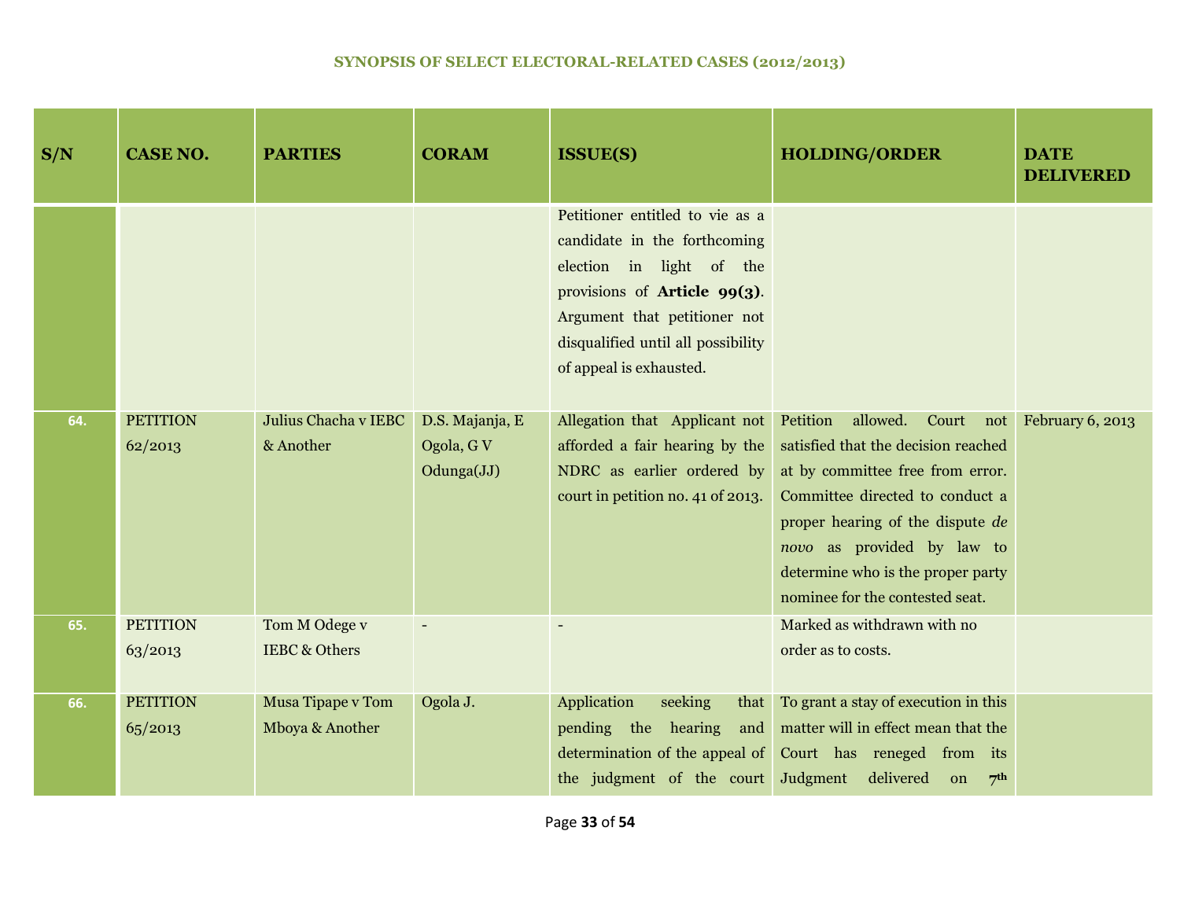## SYNOPSIS OF SELECT ELECTORAL-RELATED CASES (2012/2013)

| S/N | CASE NO. | PARTIES | CORAM | ISSUE(S) | HOLDING/ORDER | DATE DELIVERED |
|---|---|---|---|---|---|---|
| | | | | Petitioner entitled to vie as a candidate in the forthcoming election in light of the provisions of **Article 99(3)**. Argument that petitioner not disqualified until all possibility of appeal is exhausted. | | |
| 64. | PETITION 62/2013 | Julius Chacha v IEBC & Another | D.S. Majanja, E Ogola, G V Odunga(JJ) | Allegation that Applicant not afforded a fair hearing by the NDRC as earlier ordered by court in petition no. 41 of 2013. | Petition allowed. Court not satisfied that the decision reached at by committee free from error. Committee directed to conduct a proper hearing of the dispute *de novo* as provided by law to determine who is the proper party nominee for the contested seat. | February 6, 2013 |
| 65. | PETITION 63/2013 | Tom M Odege v IEBC & Others | - | - | Marked as withdrawn with no order as to costs. | |
| 66. | PETITION 65/2013 | Musa Tipape v Tom Mboya & Another | Ogola J. | Application seeking that pending the hearing and determination of the appeal of the judgment of the court | To grant a stay of execution in this matter will in effect mean that the Court has reneged from its Judgment delivered on 7th | |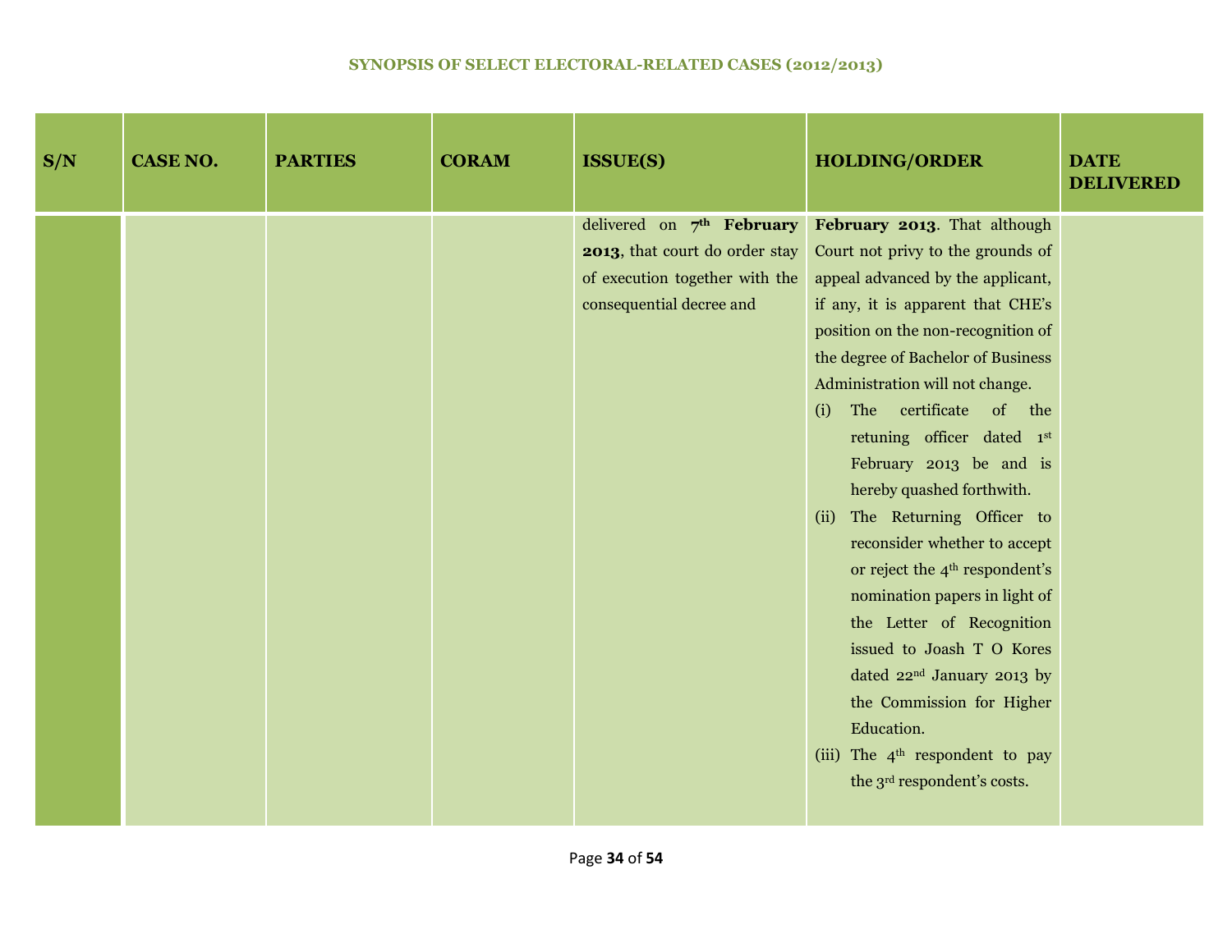## SYNOPSIS OF SELECT ELECTORAL-RELATED CASES (2012/2013)

| S/N | CASE NO. | PARTIES | CORAM | ISSUE(S) | HOLDING/ORDER | DATE DELIVERED |
|---|---|---|---|---|---|---|
| | | | | delivered on **7th February 2013**, that court do order stay of execution together with the consequential decree and | **February 2013**. That although Court not privy to the grounds of appeal advanced by the applicant, if any, it is apparent that CHE's position on the non-recognition of the degree of Bachelor of Business Administration will not change.<br>(i) The certificate of the retuning officer dated 1st February 2013 be and is hereby quashed forthwith.<br>(ii) The Returning Officer to reconsider whether to accept or reject the 4th respondent's nomination papers in light of the Letter of Recognition issued to Joash T O Kores dated 22nd January 2013 by the Commission for Higher Education.<br>(iii) The 4th respondent to pay the 3rd respondent's costs. | |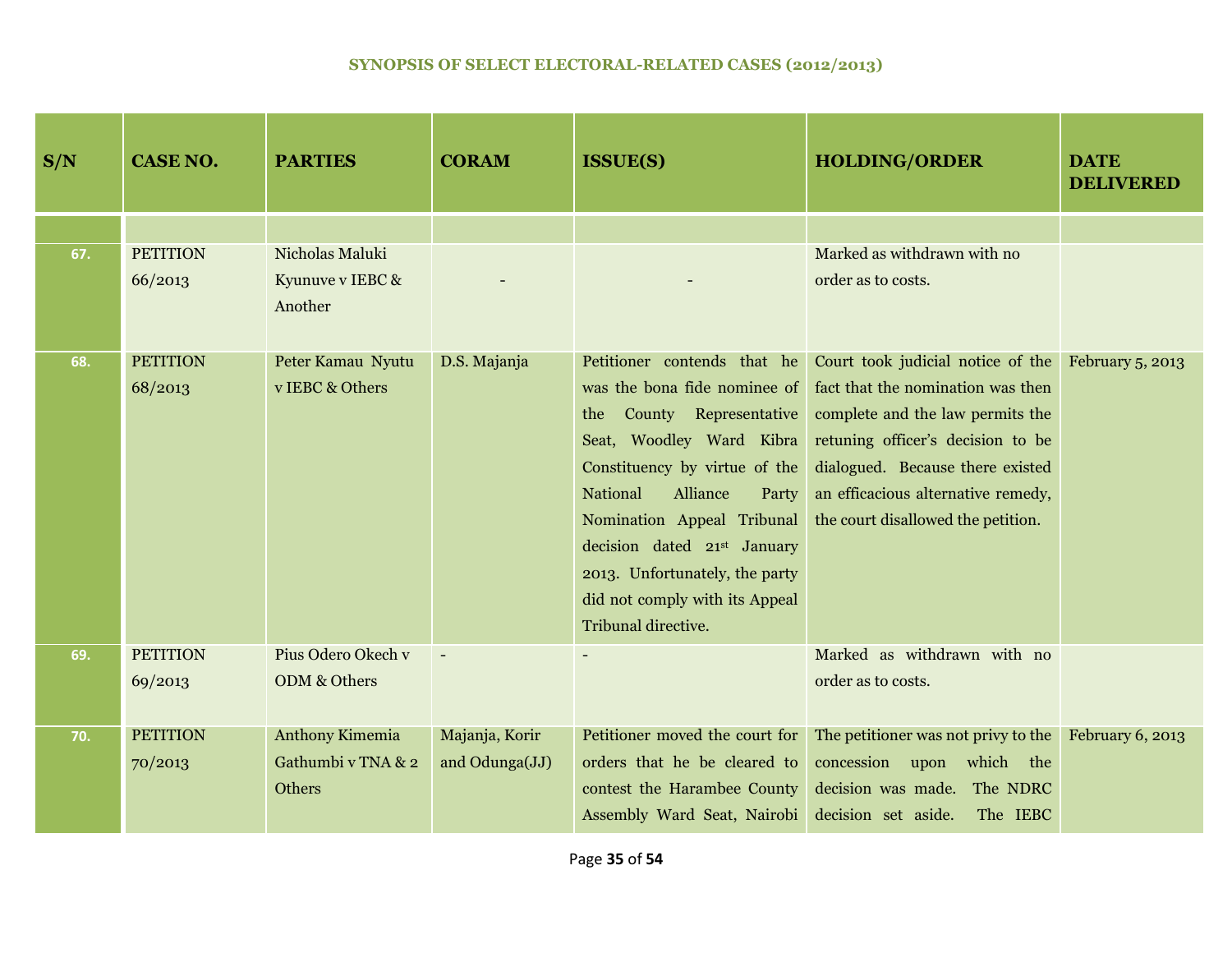## SYNOPSIS OF SELECT ELECTORAL-RELATED CASES (2012/2013)

| S/N | CASE NO. | PARTIES | CORAM | ISSUE(S) | HOLDING/ORDER | DATE DELIVERED |
|---|---|---|---|---|---|---|
| | | | | | | |
| 67. | PETITION 66/2013 | Nicholas Maluki Kyunuve v IEBC & Another | - | - | Marked as withdrawn with no order as to costs. | |
| 68. | PETITION 68/2013 | Peter Kamau Nyutu v IEBC & Others | D.S. Majanja | Petitioner contends that he was the bona fide nominee of the County Representative Seat, Woodley Ward Kibra Constituency by virtue of the National Alliance Party Nomination Appeal Tribunal decision dated 21st January 2013. Unfortunately, the party did not comply with its Appeal Tribunal directive. | Court took judicial notice of the fact that the nomination was then complete and the law permits the retuning officer's decision to be dialogued. Because there existed an efficacious alternative remedy, the court disallowed the petition. | February 5, 2013 |
| 69. | PETITION 69/2013 | Pius Odero Okech v ODM & Others | - | - | Marked as withdrawn with no order as to costs. | |
| 70. | PETITION 70/2013 | Anthony Kimemia Gathumbi v TNA & 2 Others | Majanja, Korir and Odunga(JJ) | Petitioner moved the court for orders that he be cleared to contest the Harambee County Assembly Ward Seat, Nairobi | The petitioner was not privy to the concession upon which the decision was made. The NDRC decision set aside. The IEBC | February 6, 2013 |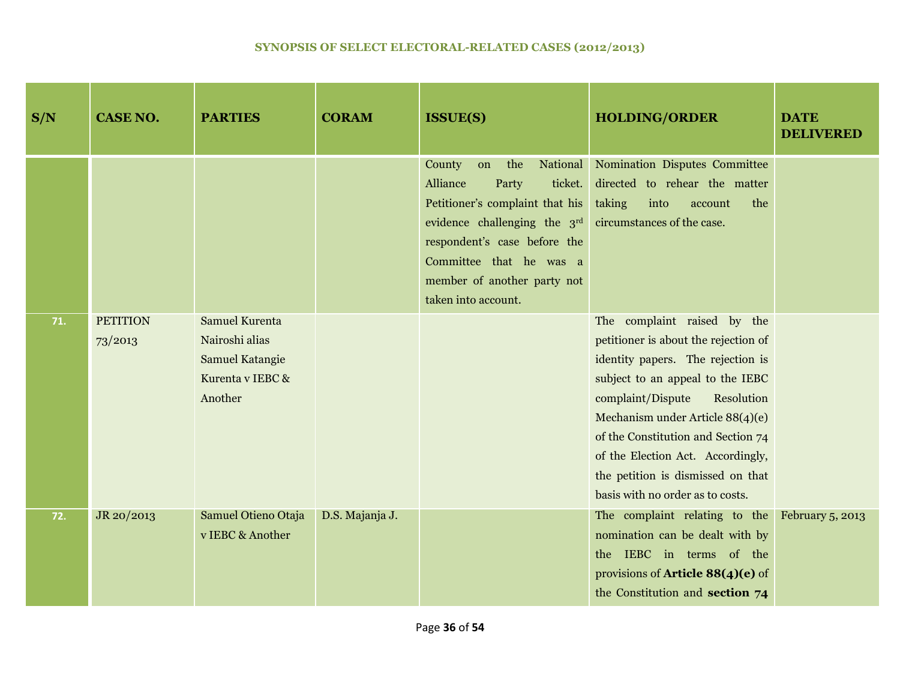### SYNOPSIS OF SELECT ELECTORAL-RELATED CASES (2012/2013)

| S/N | CASE NO. | PARTIES | CORAM | ISSUE(S) | HOLDING/ORDER | DATE DELIVERED |
|---|---|---|---|---|---|---|
| | | | | County on the National Alliance Party ticket. Petitioner's complaint that his evidence challenging the 3rd respondent's case before the Committee that he was a member of another party not taken into account. | Nomination Disputes Committee directed to rehear the matter taking into account the circumstances of the case. | |
| 71. | PETITION 73/2013 | Samuel Kurenta Nairoshi alias Samuel Katangie Kurenta v IEBC & Another | | | The complaint raised by the petitioner is about the rejection of identity papers. The rejection is subject to an appeal to the IEBC complaint/Dispute Resolution Mechanism under Article 88(4)(e) of the Constitution and Section 74 of the Election Act. Accordingly, the petition is dismissed on that basis with no order as to costs. | |
| 72. | JR 20/2013 | Samuel Otieno Otaja v IEBC & Another | D.S. Majanja J. | | The complaint relating to the nomination can be dealt with by the IEBC in terms of the provisions of **Article 88(4)(e)** of the Constitution and **section 74** | February 5, 2013 |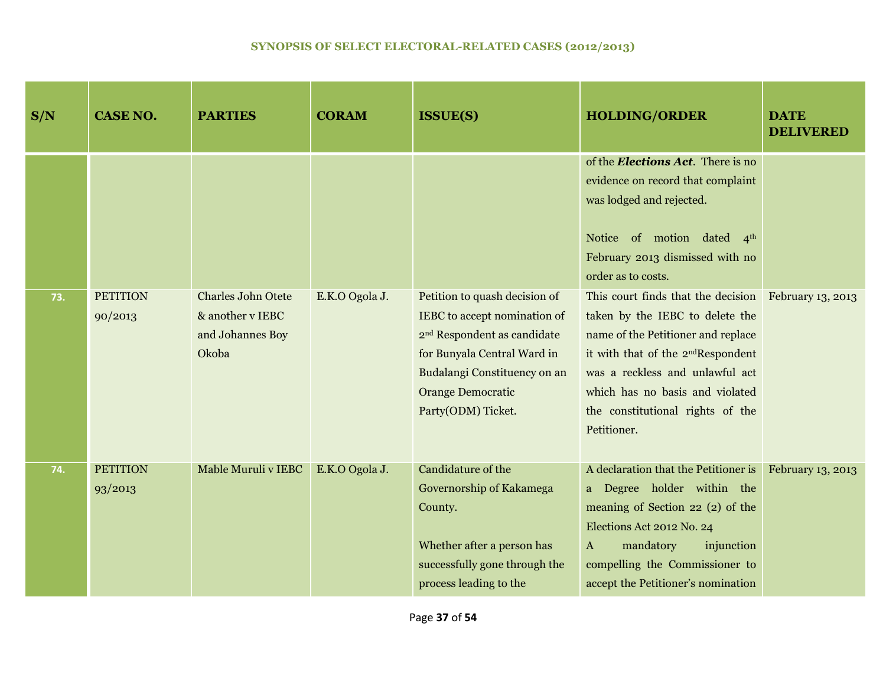## SYNOPSIS OF SELECT ELECTORAL-RELATED CASES (2012/2013)

| S/N | CASE NO. | PARTIES | CORAM | ISSUE(S) | HOLDING/ORDER | DATE DELIVERED |
|---|---|---|---|---|---|---|
| | | | | | of the ***Elections Act***. There is no evidence on record that complaint was lodged and rejected.<br><br>Notice of motion dated 4th February 2013 dismissed with no order as to costs. | |
| 73. | PETITION 90/2013 | Charles John Otete & another v IEBC and Johannes Boy Okoba | E.K.O Ogola J. | Petition to quash decision of IEBC to accept nomination of 2nd Respondent as candidate for Bunyala Central Ward in Budalangi Constituency on an Orange Democratic Party(ODM) Ticket. | This court finds that the decision taken by the IEBC to delete the name of the Petitioner and replace it with that of the 2ndRespondent was a reckless and unlawful act which has no basis and violated the constitutional rights of the Petitioner. | February 13, 2013 |
| 74. | PETITION 93/2013 | Mable Muruli v IEBC | E.K.O Ogola J. | Candidature of the Governorship of Kakamega County.<br><br>Whether after a person has successfully gone through the process leading to the | A declaration that the Petitioner is a Degree holder within the meaning of Section 22 (2) of the Elections Act 2012 No. 24<br>A mandatory injunction compelling the Commissioner to accept the Petitioner's nomination | February 13, 2013 |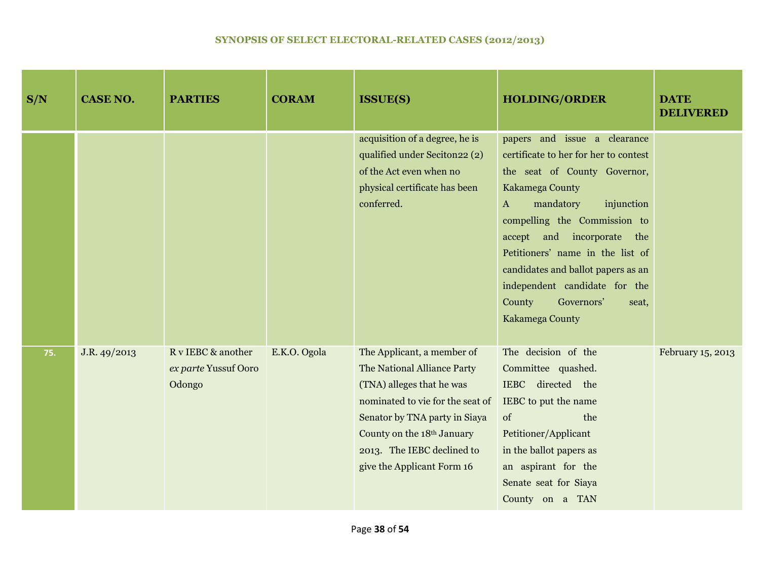### SYNOPSIS OF SELECT ELECTORAL-RELATED CASES (2012/2013)

| S/N | CASE NO. | PARTIES | CORAM | ISSUE(S) | HOLDING/ORDER | DATE DELIVERED |
|---|---|---|---|---|---|---|
| | | | | acquisition of a degree, he is qualified under Seciton22 (2) of the Act even when no physical certificate has been conferred. | papers and issue a clearance certificate to her for her to contest the seat of County Governor, Kakamega County<br>A mandatory injunction compelling the Commission to accept and incorporate the Petitioners' name in the list of candidates and ballot papers as an independent candidate for the County Governors' seat, Kakamega County | |
| 75. | J.R. 49/2013 | R v IEBC & another *ex parte* Yussuf Ooro Odongo | E.K.O. Ogola | The Applicant, a member of The National Alliance Party (TNA) alleges that he was nominated to vie for the seat of Senator by TNA party in Siaya County on the 18th January 2013. The IEBC declined to give the Applicant Form 16 | The decision of the Committee quashed. IEBC directed the IEBC to put the name of the Petitioner/Applicant in the ballot papers as an aspirant for the Senate seat for Siaya County on a TAN | February 15, 2013 |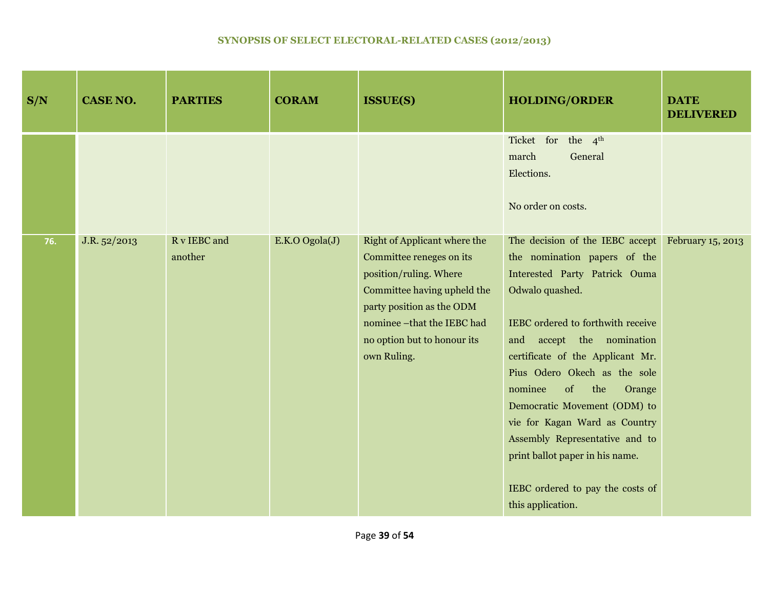### SYNOPSIS OF SELECT ELECTORAL-RELATED CASES (2012/2013)

| S/N | CASE NO. | PARTIES | CORAM | ISSUE(S) | HOLDING/ORDER | DATE DELIVERED |
|---|---|---|---|---|---|---|
| | | | | | Ticket for the 4th march General Elections.<br><br>No order on costs. | |
| 76. | J.R. 52/2013 | R v IEBC and another | E.K.O Ogola(J) | Right of Applicant where the Committee reneges on its position/ruling. Where Committee having upheld the party position as the ODM nominee –that the IEBC had no option but to honour its own Ruling. | The decision of the IEBC accept the nomination papers of the Interested Party Patrick Ouma Odwalo quashed.<br><br>IEBC ordered to forthwith receive and accept the nomination certificate of the Applicant Mr. Pius Odero Okech as the sole nominee of the Orange Democratic Movement (ODM) to vie for Kagan Ward as Country Assembly Representative and to print ballot paper in his name.<br><br>IEBC ordered to pay the costs of this application. | February 15, 2013 |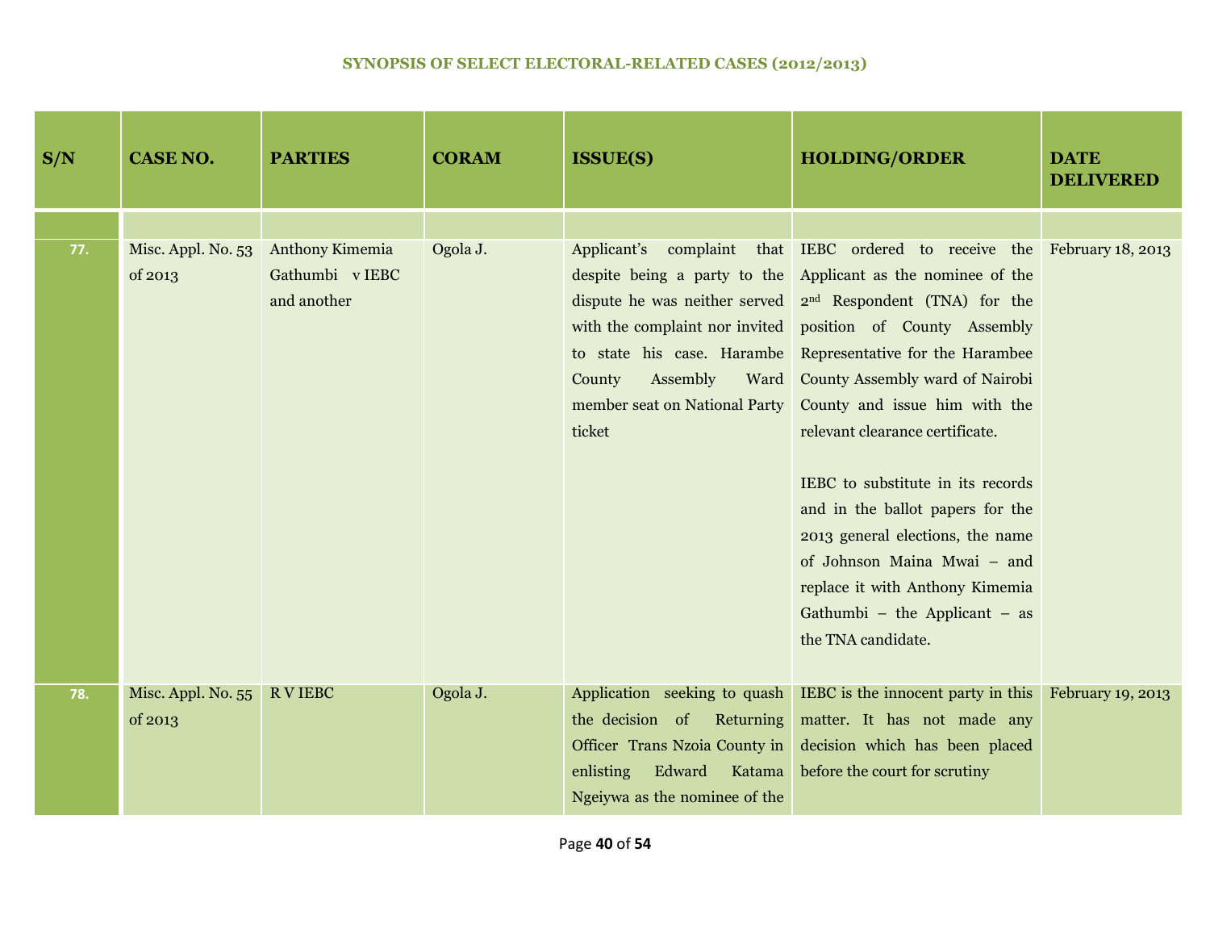## SYNOPSIS OF SELECT ELECTORAL-RELATED CASES (2012/2013)

| S/N | CASE NO. | PARTIES | CORAM | ISSUE(S) | HOLDING/ORDER | DATE DELIVERED |
|---|---|---|---|---|---|---|
| | | | | | | |
| 77. | Misc. Appl. No. 53 of 2013 | Anthony Kimemia Gathumbi v IEBC and another | Ogola J. | Applicant's complaint that despite being a party to the dispute he was neither served with the complaint nor invited to state his case. Harambe County Assembly Ward member seat on National Party ticket | IEBC ordered to receive the Applicant as the nominee of the 2nd Respondent (TNA) for the position of County Assembly Representative for the Harambee County Assembly ward of Nairobi County and issue him with the relevant clearance certificate.<br><br>IEBC to substitute in its records and in the ballot papers for the 2013 general elections, the name of Johnson Maina Mwai – and replace it with Anthony Kimemia Gathumbi – the Applicant – as the TNA candidate. | February 18, 2013 |
| 78. | Misc. Appl. No. 55 of 2013 | R V IEBC | Ogola J. | Application seeking to quash the decision of Returning Officer Trans Nzoia County in enlisting Edward Katama Ngeiywa as the nominee of the | IEBC is the innocent party in this matter. It has not made any decision which has been placed before the court for scrutiny | February 19, 2013 |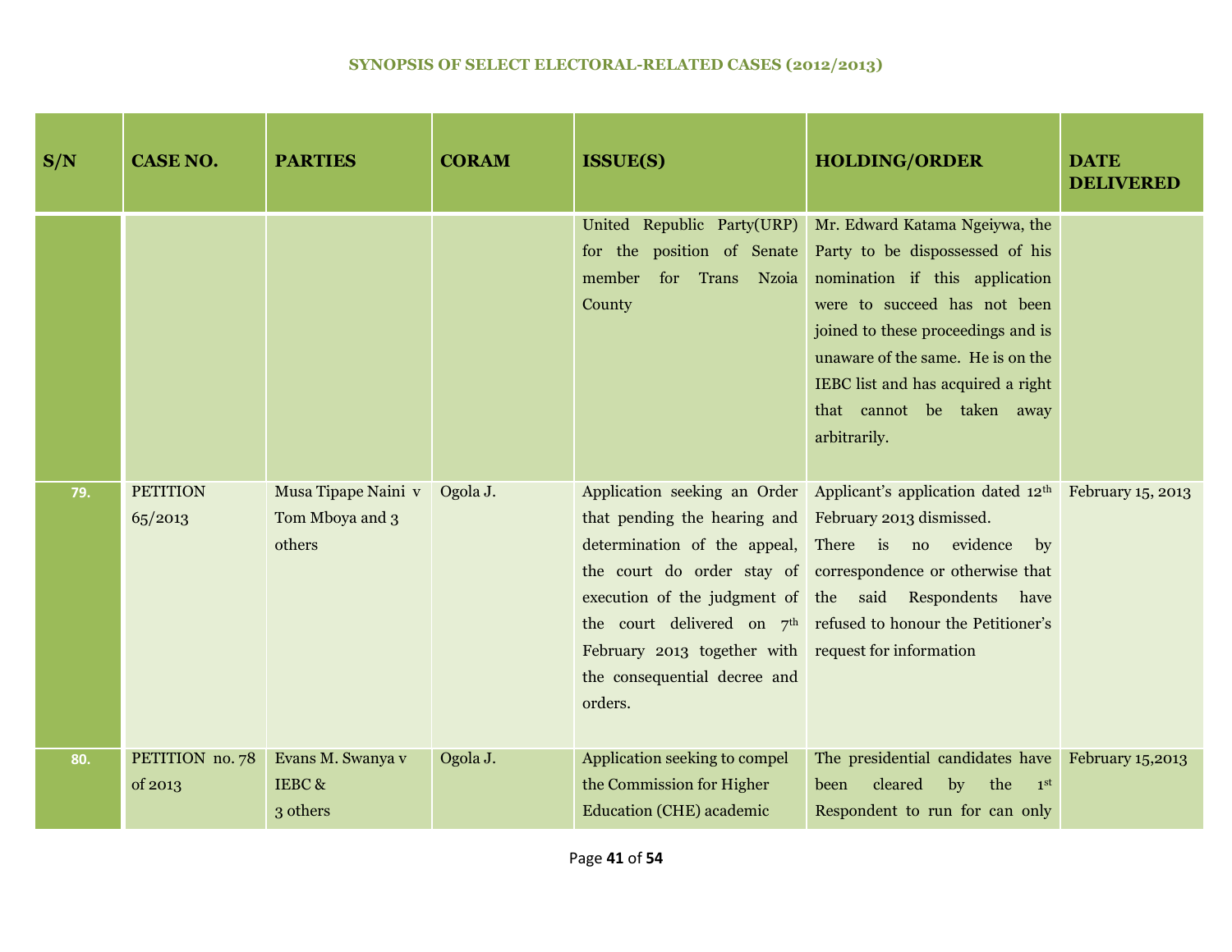# SYNOPSIS OF SELECT ELECTORAL-RELATED CASES (2012/2013)

| S/N | CASE NO. | PARTIES | CORAM | ISSUE(S) | HOLDING/ORDER | DATE DELIVERED |
|---|---|---|---|---|---|---|
| | | | | United Republic Party(URP) for the position of Senate member for Trans Nzoia County | Mr. Edward Katama Ngeiywa, the Party to be dispossessed of his nomination if this application were to succeed has not been joined to these proceedings and is unaware of the same. He is on the IEBC list and has acquired a right that cannot be taken away arbitrarily. | |
| 79. | PETITION 65/2013 | Musa Tipape Naini v Tom Mboya and 3 others | Ogola J. | Application seeking an Order that pending the hearing and determination of the appeal, the court do order stay of execution of the judgment of the court delivered on 7th February 2013 together with the consequential decree and orders. | Applicant's application dated 12th February 2013 dismissed. There is no evidence by correspondence or otherwise that the said Respondents have refused to honour the Petitioner's request for information | February 15, 2013 |
| 80. | PETITION no. 78 of 2013 | Evans M. Swanya v IEBC & 3 others | Ogola J. | Application seeking to compel the Commission for Higher Education (CHE) academic | The presidential candidates have been cleared by the 1st Respondent to run for can only | February 15,2013 |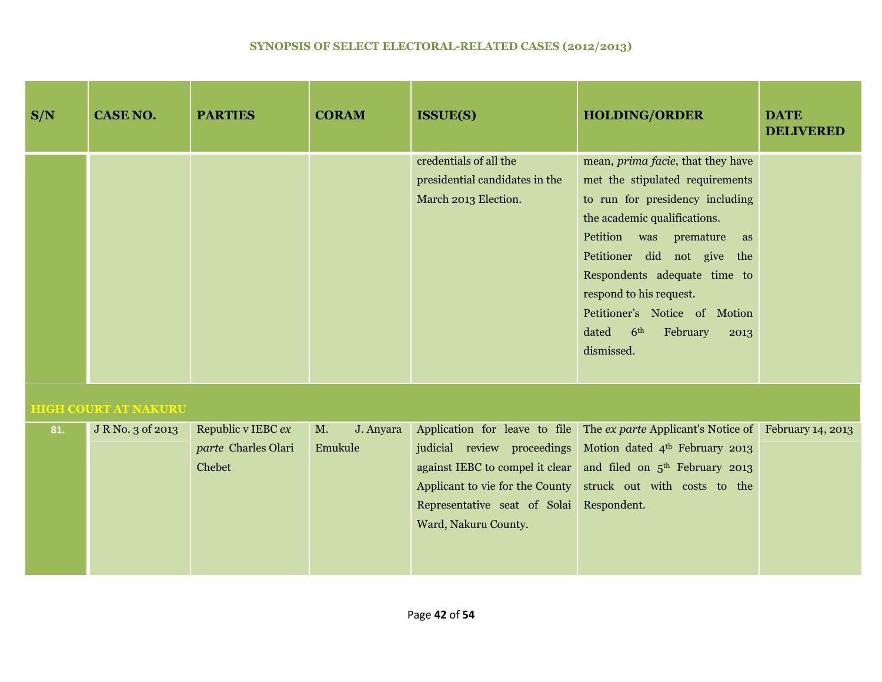## SYNOPSIS OF SELECT ELECTORAL-RELATED CASES (2012/2013)

| S/N | CASE NO. | PARTIES | CORAM | ISSUE(S) | HOLDING/ORDER | DATE DELIVERED |
|---|---|---|---|---|---|---|
| | | | | credentials of all the presidential candidates in the March 2013 Election. | mean, *prima facie*, that they have met the stipulated requirements to run for presidency including the academic qualifications. Petition was premature as Petitioner did not give the Respondents adequate time to respond to his request. Petitioner's Notice of Motion dated 6th February 2013 dismissed. | |
| **HIGH COURT AT NAKURU** | | | | | | |
| 81. | J R No. 3 of 2013 | Republic v IEBC *ex parte* Charles Olari Chebet | M. J. Anyara Emukule | Application for leave to file judicial review proceedings against IEBC to compel it clear Applicant to vie for the County Representative seat of Solai Ward, Nakuru County. | The *ex parte* Applicant's Notice of Motion dated 4th February 2013 and filed on 5th February 2013 struck out with costs to the Respondent. | February 14, 2013 |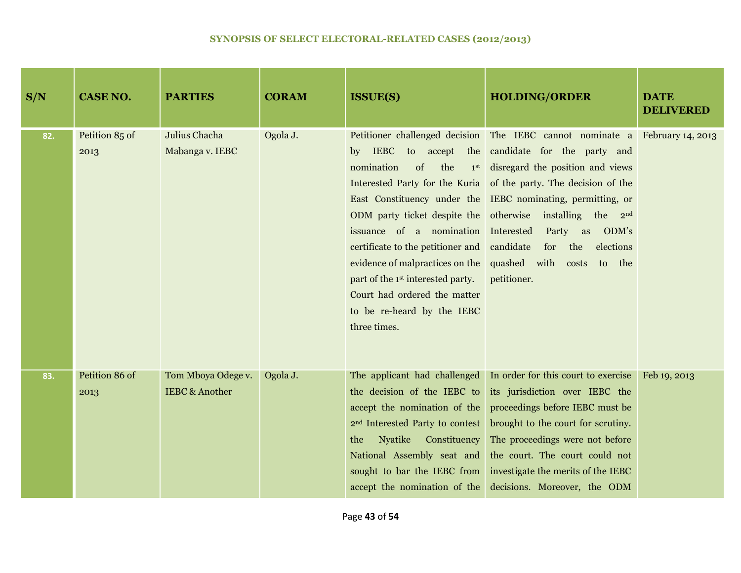### SYNOPSIS OF SELECT ELECTORAL-RELATED CASES (2012/2013)

| S/N | CASE NO. | PARTIES | CORAM | ISSUE(S) | HOLDING/ORDER | DATE DELIVERED |
|---|---|---|---|---|---|---|
| 82. | Petition 85 of 2013 | Julius Chacha Mabanga v. IEBC | Ogola J. | Petitioner challenged decision by IEBC to accept the nomination of the 1st Interested Party for the Kuria East Constituency under the ODM party ticket despite the issuance of a nomination certificate to the petitioner and evidence of malpractices on the part of the 1st interested party. Court had ordered the matter to be re-heard by the IEBC three times. | The IEBC cannot nominate a candidate for the party and disregard the position and views of the party. The decision of the IEBC nominating, permitting, or otherwise installing the 2nd Interested Party as ODM's candidate for the elections quashed with costs to the petitioner. | February 14, 2013 |
| 83. | Petition 86 of 2013 | Tom Mboya Odege v. IEBC & Another | Ogola J. | The applicant had challenged the decision of the IEBC to accept the nomination of the 2nd Interested Party to contest the Nyatike Constituency National Assembly seat and sought to bar the IEBC from accept the nomination of the | In order for this court to exercise its jurisdiction over IEBC the proceedings before IEBC must be brought to the court for scrutiny. The proceedings were not before the court. The court could not investigate the merits of the IEBC decisions. Moreover, the ODM | Feb 19, 2013 |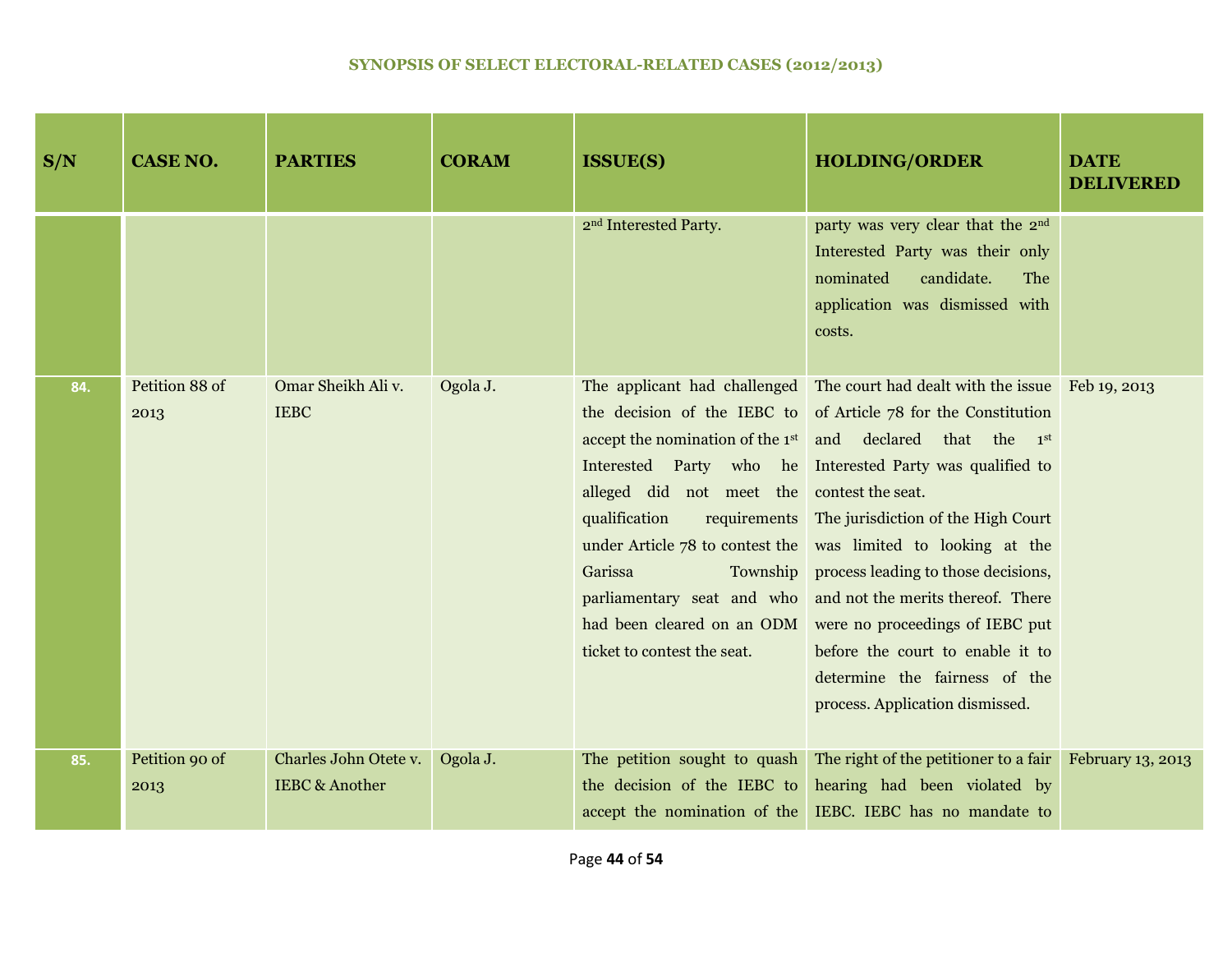### SYNOPSIS OF SELECT ELECTORAL-RELATED CASES (2012/2013)

| S/N | CASE NO. | PARTIES | CORAM | ISSUE(S) | HOLDING/ORDER | DATE DELIVERED |
|---|---|---|---|---|---|---|
| | | | | 2nd Interested Party. | party was very clear that the 2nd Interested Party was their only nominated candidate. The application was dismissed with costs. | |
| 84. | Petition 88 of 2013 | Omar Sheikh Ali v. IEBC | Ogola J. | The applicant had challenged the decision of the IEBC to accept the nomination of the 1st Interested Party who he alleged did not meet the qualification requirements under Article 78 to contest the Garissa Township parliamentary seat and who had been cleared on an ODM ticket to contest the seat. | The court had dealt with the issue of Article 78 for the Constitution and declared that the 1st Interested Party was qualified to contest the seat.<br>The jurisdiction of the High Court was limited to looking at the process leading to those decisions, and not the merits thereof. There were no proceedings of IEBC put before the court to enable it to determine the fairness of the process. Application dismissed. | Feb 19, 2013 |
| 85. | Petition 90 of 2013 | Charles John Otete v. IEBC & Another | Ogola J. | The petition sought to quash the decision of the IEBC to accept the nomination of the | The right of the petitioner to a fair hearing had been violated by IEBC. IEBC has no mandate to | February 13, 2013 |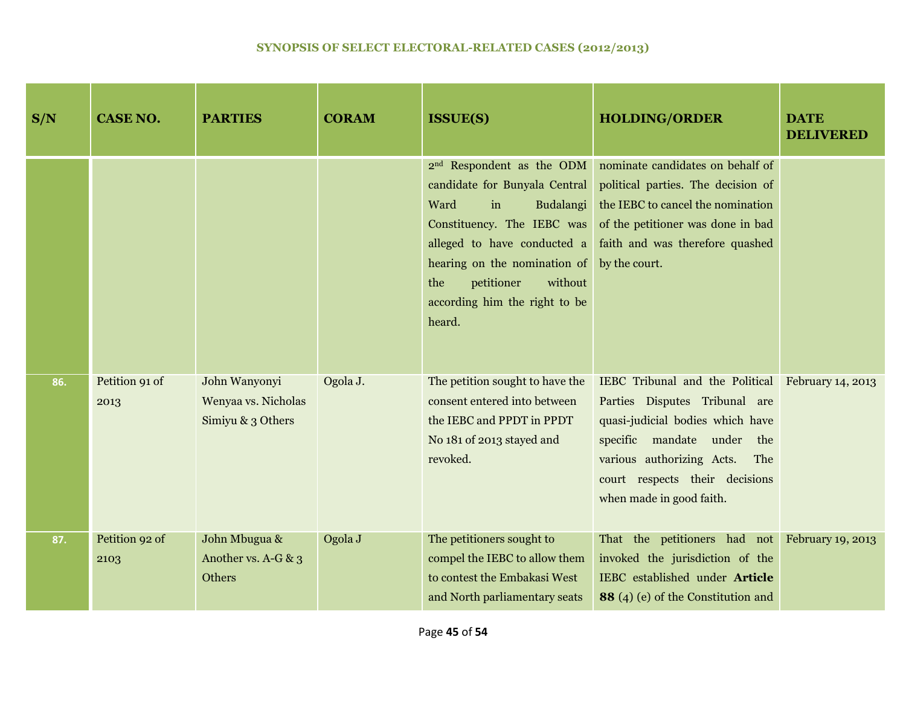## SYNOPSIS OF SELECT ELECTORAL-RELATED CASES (2012/2013)

| S/N | CASE NO. | PARTIES | CORAM | ISSUE(S) | HOLDING/ORDER | DATE DELIVERED |
|---|---|---|---|---|---|---|
| | | | | 2nd Respondent as the ODM candidate for Bunyala Central Ward in Budalangi Constituency. The IEBC was alleged to have conducted a hearing on the nomination of the petitioner without according him the right to be heard. | nominate candidates on behalf of political parties. The decision of the IEBC to cancel the nomination of the petitioner was done in bad faith and was therefore quashed by the court. | |
| 86. | Petition 91 of 2013 | John Wanyonyi Wenyaa vs. Nicholas Simiyu & 3 Others | Ogola J. | The petition sought to have the consent entered into between the IEBC and PPDT in PPDT No 181 of 2013 stayed and revoked. | IEBC Tribunal and the Political Parties Disputes Tribunal are quasi-judicial bodies which have specific mandate under the various authorizing Acts. The court respects their decisions when made in good faith. | February 14, 2013 |
| 87. | Petition 92 of 2103 | John Mbugua & Another vs. A-G & 3 Others | Ogola J | The petitioners sought to compel the IEBC to allow them to contest the Embakasi West and North parliamentary seats | That the petitioners had not invoked the jurisdiction of the IEBC established under **Article 88** (4) (e) of the Constitution and | February 19, 2013 |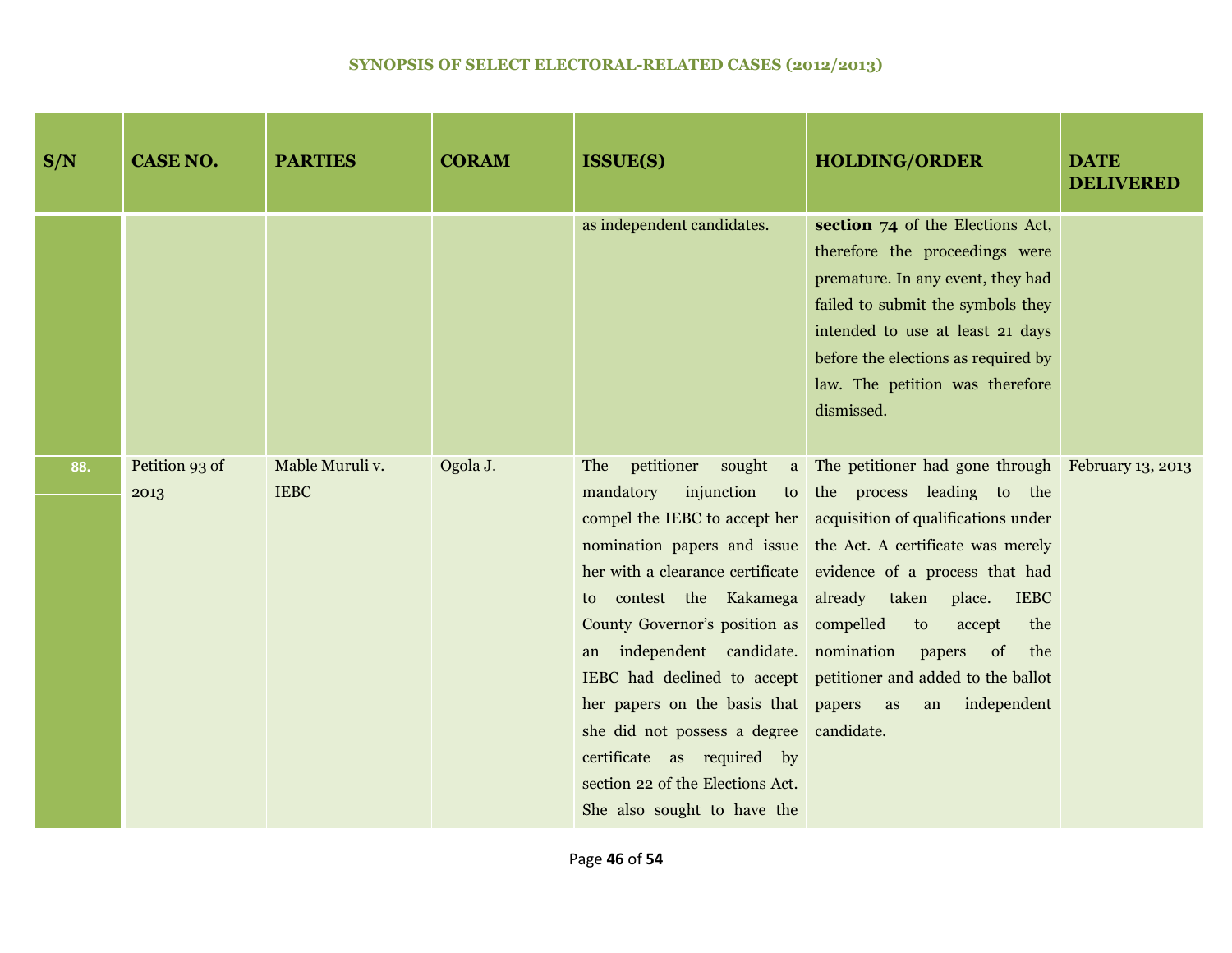## SYNOPSIS OF SELECT ELECTORAL-RELATED CASES (2012/2013)

| S/N | CASE NO. | PARTIES | CORAM | ISSUE(S) | HOLDING/ORDER | DATE DELIVERED |
|---|---|---|---|---|---|---|
| | | | | as independent candidates. | **section 74** of the Elections Act, therefore the proceedings were premature. In any event, they had failed to submit the symbols they intended to use at least 21 days before the elections as required by law. The petition was therefore dismissed. | |
| 88. | Petition 93 of 2013 | Mable Muruli v. IEBC | Ogola J. | The petitioner sought a mandatory injunction to compel the IEBC to accept her nomination papers and issue her with a clearance certificate to contest the Kakamega County Governor's position as an independent candidate. IEBC had declined to accept her papers on the basis that she did not possess a degree certificate as required by section 22 of the Elections Act. She also sought to have the | The petitioner had gone through the process leading to the acquisition of qualifications under the Act. A certificate was merely evidence of a process that had already taken place. IEBC compelled to accept the nomination papers of the petitioner and added to the ballot papers as an independent candidate. | February 13, 2013 |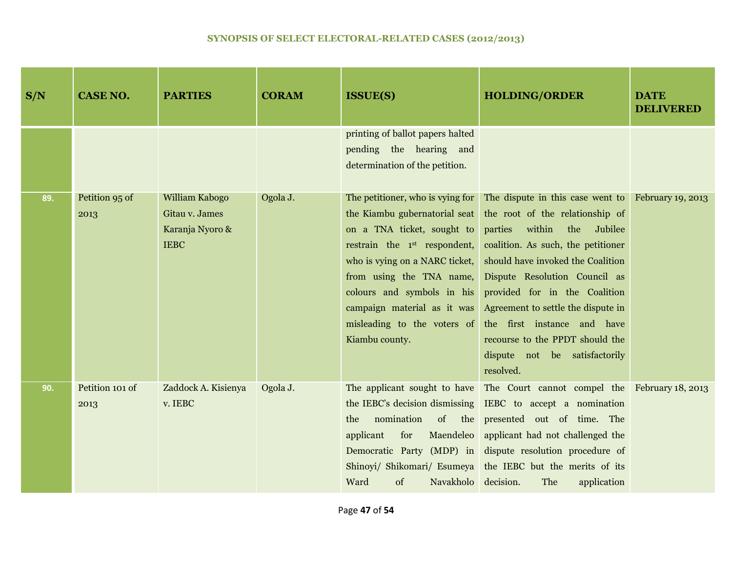## SYNOPSIS OF SELECT ELECTORAL-RELATED CASES (2012/2013)

| S/N | CASE NO. | PARTIES | CORAM | ISSUE(S) | HOLDING/ORDER | DATE DELIVERED |
|---|---|---|---|---|---|---|
| | | | | printing of ballot papers halted pending the hearing and determination of the petition. | | |
| 89. | Petition 95 of 2013 | William Kabogo Gitau v. James Karanja Nyoro & IEBC | Ogola J. | The petitioner, who is vying for the Kiambu gubernatorial seat on a TNA ticket, sought to restrain the 1st respondent, who is vying on a NARC ticket, from using the TNA name, colours and symbols in his campaign material as it was misleading to the voters of Kiambu county. | The dispute in this case went to the root of the relationship of parties within the Jubilee coalition. As such, the petitioner should have invoked the Coalition Dispute Resolution Council as provided for in the Coalition Agreement to settle the dispute in the first instance and have recourse to the PPDT should the dispute not be satisfactorily resolved. | February 19, 2013 |
| 90. | Petition 101 of 2013 | Zaddock A. Kisienya v. IEBC | Ogola J. | The applicant sought to have the IEBC's decision dismissing the nomination of the applicant for Maendeleo Democratic Party (MDP) in Shinoyi/ Shikomari/ Esumeya Ward of Navakholo | The Court cannot compel the IEBC to accept a nomination presented out of time. The applicant had not challenged the dispute resolution procedure of the IEBC but the merits of its decision. The application | February 18, 2013 |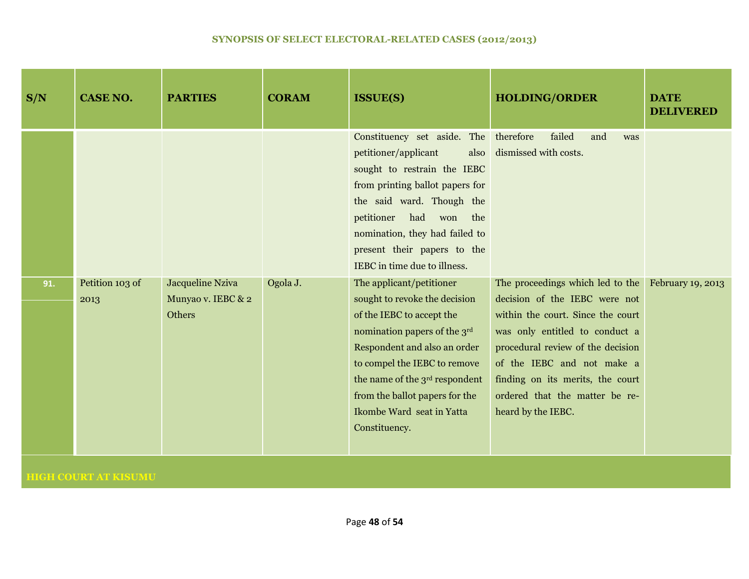| S/N | CASE NO. | PARTIES | CORAM | ISSUE(S) | HOLDING/ORDER | DATE DELIVERED |
|---|---|---|---|---|---|---|
| | | | | Constituency set aside. The petitioner/applicant also sought to restrain the IEBC from printing ballot papers for the said ward. Though the petitioner had won the nomination, they had failed to present their papers to the IEBC in time due to illness. | therefore failed and was dismissed with costs. | |
| 91. | Petition 103 of 2013 | Jacqueline Nziva Munyao v. IEBC & 2 Others | Ogola J. | The applicant/petitioner sought to revoke the decision of the IEBC to accept the nomination papers of the 3rd Respondent and also an order to compel the IEBC to remove the name of the 3rd respondent from the ballot papers for the Ikombe Ward seat in Yatta Constituency. | The proceedings which led to the decision of the IEBC were not within the court. Since the court was only entitled to conduct a procedural review of the decision of the IEBC and not make a finding on its merits, the court ordered that the matter be re-heard by the IEBC. | February 19, 2013 |
| **HIGH COURT AT KISUMU** | | | | | | |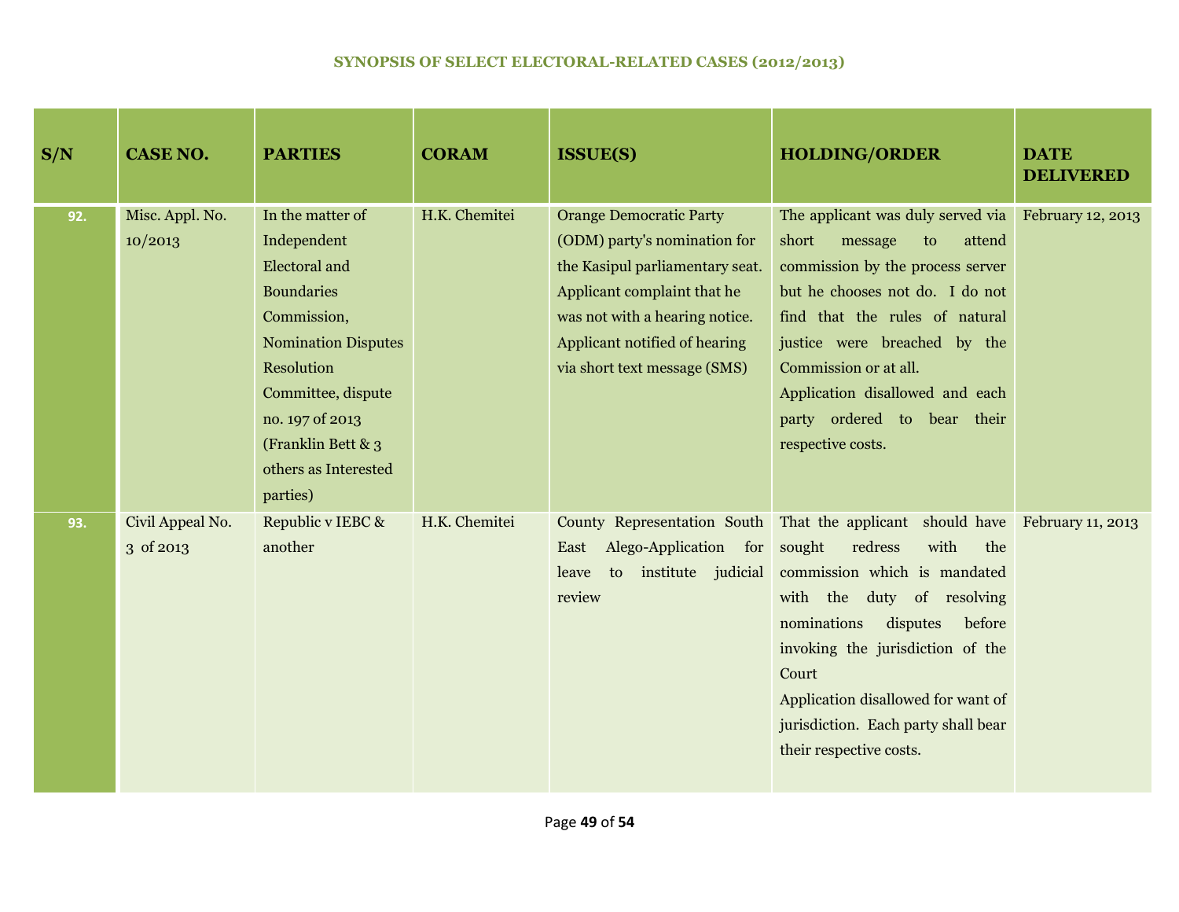**SYNOPSIS OF SELECT ELECTORAL-RELATED CASES (2012/2013)**

| S/N | CASE NO. | PARTIES | CORAM | ISSUE(S) | HOLDING/ORDER | DATE DELIVERED |
|---|---|---|---|---|---|---|
| 92. | Misc. Appl. No. 10/2013 | In the matter of Independent Electoral and Boundaries Commission, Nomination Disputes Resolution Committee, dispute no. 197 of 2013 (Franklin Bett & 3 others as Interested parties) | H.K. Chemitei | Orange Democratic Party (ODM) party's nomination for the Kasipul parliamentary seat. Applicant complaint that he was not with a hearing notice. Applicant notified of hearing via short text message (SMS) | The applicant was duly served via short message to attend commission by the process server but he chooses not do. I do not find that the rules of natural justice were breached by the Commission or at all. Application disallowed and each party ordered to bear their respective costs. | February 12, 2013 |
| 93. | Civil Appeal No. 3 of 2013 | Republic v IEBC & another | H.K. Chemitei | County Representation South East Alego-Application for leave to institute judicial review | That the applicant should have sought redress with the commission which is mandated with the duty of resolving nominations disputes before invoking the jurisdiction of the Court Application disallowed for want of jurisdiction. Each party shall bear their respective costs. | February 11, 2013 |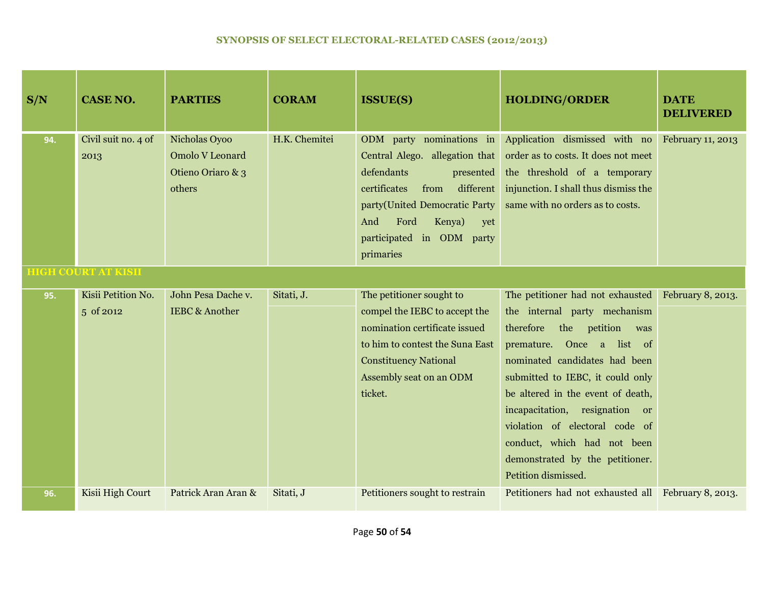## SYNOPSIS OF SELECT ELECTORAL-RELATED CASES (2012/2013)

| S/N | CASE NO. | PARTIES | CORAM | ISSUE(S) | HOLDING/ORDER | DATE DELIVERED |
|---|---|---|---|---|---|---|
| 94. | Civil suit no. 4 of 2013 | Nicholas Oyoo Omolo V Leonard Otieno Oriaro & 3 others | H.K. Chemitei | ODM party nominations in Central Alego. allegation that defendants presented certificates from different party(United Democratic Party And Ford Kenya) yet participated in ODM party primaries | Application dismissed with no order as to costs. It does not meet the threshold of a temporary injunction. I shall thus dismiss the same with no orders as to costs. | February 11, 2013 |
| **HIGH COURT AT KISII** | | | | | | |
| 95. | Kisii Petition No. 5 of 2012 | John Pesa Dache v. IEBC & Another | Sitati, J. | The petitioner sought to compel the IEBC to accept the nomination certificate issued to him to contest the Suna East Constituency National Assembly seat on an ODM ticket. | The petitioner had not exhausted the internal party mechanism therefore the petition was premature. Once a list of nominated candidates had been submitted to IEBC, it could only be altered in the event of death, incapacitation, resignation or violation of electoral code of conduct, which had not been demonstrated by the petitioner. Petition dismissed. | February 8, 2013. |
| 96. | Kisii High Court | Patrick Aran Aran & | Sitati, J | Petitioners sought to restrain | Petitioners had not exhausted all | February 8, 2013. |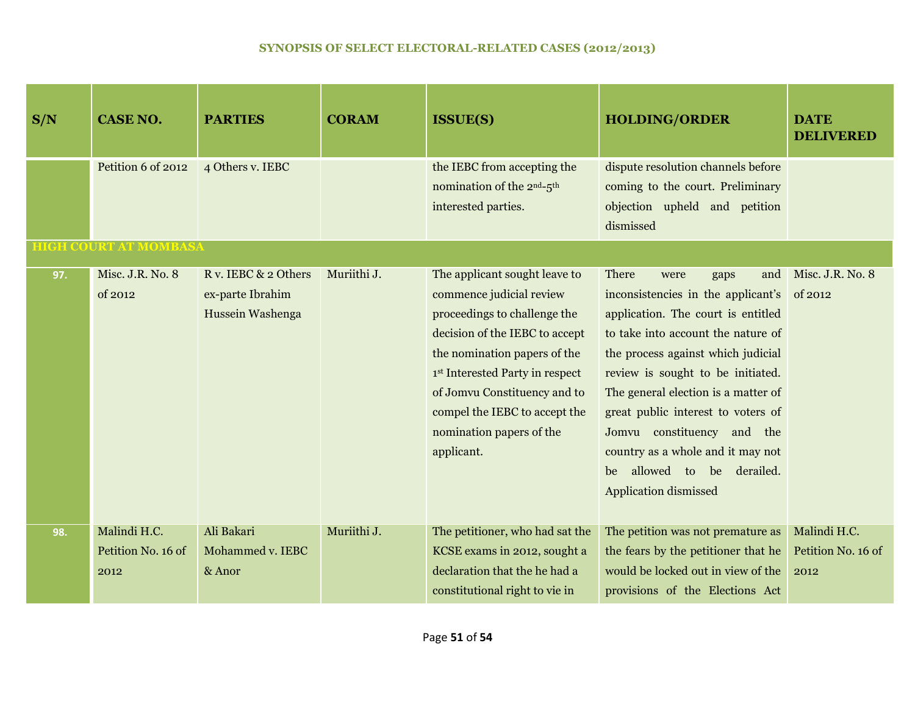## SYNOPSIS OF SELECT ELECTORAL-RELATED CASES (2012/2013)

| S/N | CASE NO. | PARTIES | CORAM | ISSUE(S) | HOLDING/ORDER | DATE DELIVERED |
|---|---|---|---|---|---|---|
| | Petition 6 of 2012 | 4 Others v. IEBC | | the IEBC from accepting the nomination of the 2nd-5th interested parties. | dispute resolution channels before coming to the court. Preliminary objection upheld and petition dismissed | |
| **HIGH COURT AT MOMBASA** | | | | | | |
| 97. | Misc. J.R. No. 8 of 2012 | R v. IEBC & 2 Others ex-parte Ibrahim Hussein Washenga | Muriithi J. | The applicant sought leave to commence judicial review proceedings to challenge the decision of the IEBC to accept the nomination papers of the 1st Interested Party in respect of Jomvu Constituency and to compel the IEBC to accept the nomination papers of the applicant. | There were gaps and inconsistencies in the applicant's application. The court is entitled to take into account the nature of the process against which judicial review is sought to be initiated. The general election is a matter of great public interest to voters of Jomvu constituency and the country as a whole and it may not be allowed to be derailed. Application dismissed | Misc. J.R. No. 8 of 2012 |
| 98. | Malindi H.C. Petition No. 16 of 2012 | Ali Bakari Mohammed v. IEBC & Anor | Muriithi J. | The petitioner, who had sat the KCSE exams in 2012, sought a declaration that the he had a constitutional right to vie in | The petition was not premature as the fears by the petitioner that he would be locked out in view of the provisions of the Elections Act | Malindi H.C. Petition No. 16 of 2012 |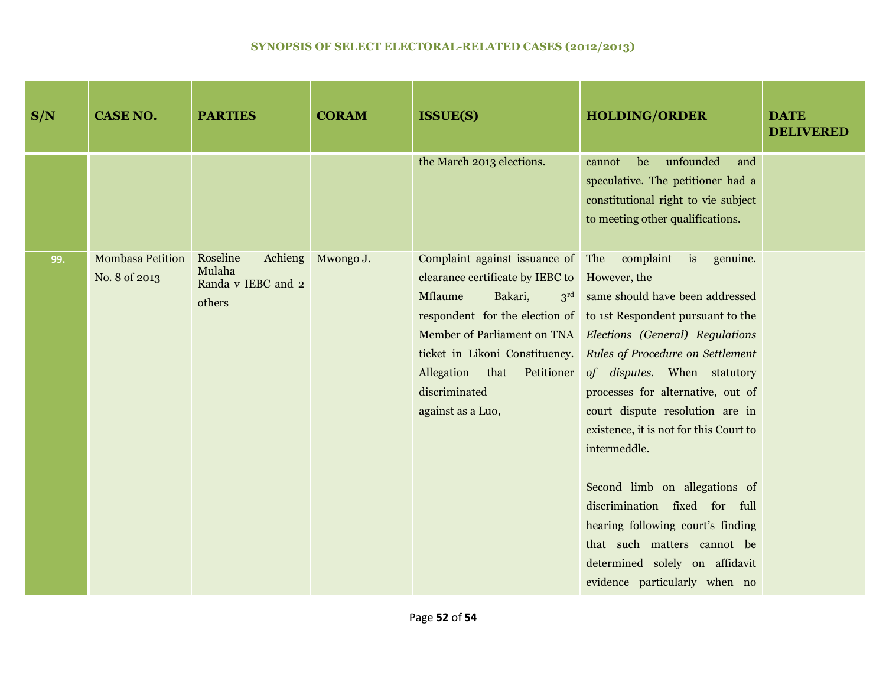## SYNOPSIS OF SELECT ELECTORAL-RELATED CASES (2012/2013)

| S/N | CASE NO. | PARTIES | CORAM | ISSUE(S) | HOLDING/ORDER | DATE DELIVERED |
|---|---|---|---|---|---|---|
| | | | | the March 2013 elections. | cannot be unfounded and speculative. The petitioner had a constitutional right to vie subject to meeting other qualifications. | |
| 99. | Mombasa Petition No. 8 of 2013 | Roseline Achieng Mulaha Randa v IEBC and 2 others | Mwongo J. | Complaint against issuance of clearance certificate by IEBC to Mflaume Bakari, 3rd respondent for the election of Member of Parliament on TNA ticket in Likoni Constituency. Allegation that Petitioner discriminated against as a Luo, | The complaint is genuine. However, the same should have been addressed to 1st Respondent pursuant to the *Elections (General) Regulations Rules of Procedure on Settlement of disputes*. When statutory processes for alternative, out of court dispute resolution are in existence, it is not for this Court to intermeddle.<br><br>Second limb on allegations of discrimination fixed for full hearing following court's finding that such matters cannot be determined solely on affidavit evidence particularly when no | |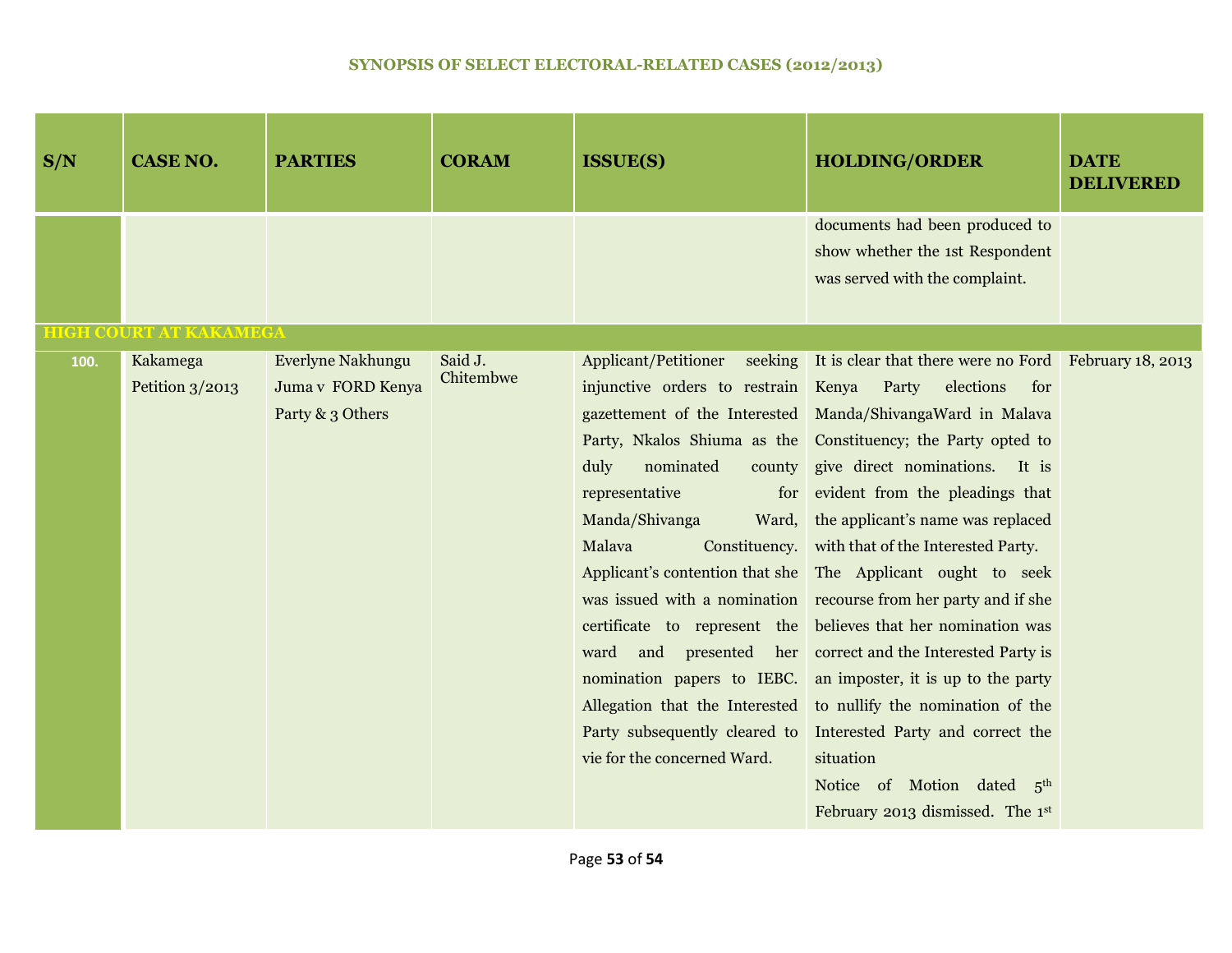# SYNOPSIS OF SELECT ELECTORAL-RELATED CASES (2012/2013)

| S/N | CASE NO. | PARTIES | CORAM | ISSUE(S) | HOLDING/ORDER | DATE DELIVERED |
|---|---|---|---|---|---|---|
| | | | | | documents had been produced to show whether the 1st Respondent was served with the complaint. | |
| **HIGH COURT AT KAKAMEGA** | | | | | | |
| 100. | Kakamega Petition 3/2013 | Everlyne Nakhungu Juma v FORD Kenya Party & 3 Others | Said J. Chitembwe | Applicant/Petitioner seeking injunctive orders to restrain gazettement of the Interested Party, Nkalos Shiuma as the duly nominated county representative for Manda/Shivanga Ward, Malava Constituency. Applicant's contention that she was issued with a nomination certificate to represent the ward and presented her nomination papers to IEBC. Allegation that the Interested Party subsequently cleared to vie for the concerned Ward. | It is clear that there were no Ford Kenya Party elections for Manda/ShivangaWard in Malava Constituency; the Party opted to give direct nominations. It is evident from the pleadings that the applicant's name was replaced with that of the Interested Party. The Applicant ought to seek recourse from her party and if she believes that her nomination was correct and the Interested Party is an imposter, it is up to the party to nullify the nomination of the Interested Party and correct the situation Notice of Motion dated 5th February 2013 dismissed. The 1st | February 18, 2013 |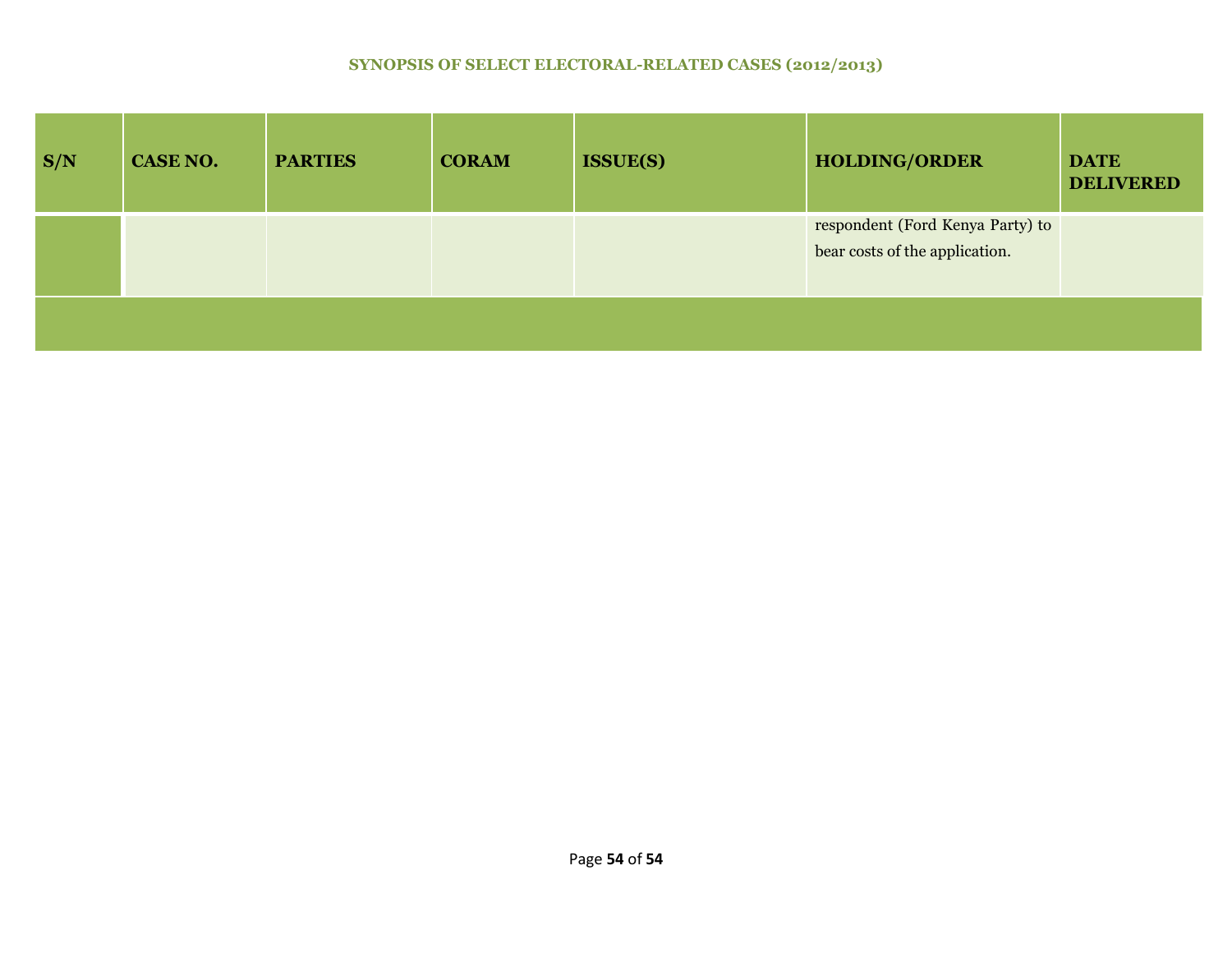**SYNOPSIS OF SELECT ELECTORAL-RELATED CASES (2012/2013)**

| S/N | CASE NO. | PARTIES | CORAM | ISSUE(S) | HOLDING/ORDER | DATE DELIVERED |
|---|---|---|---|---|---|---|
| | | | | | respondent (Ford Kenya Party) to bear costs of the application. | |